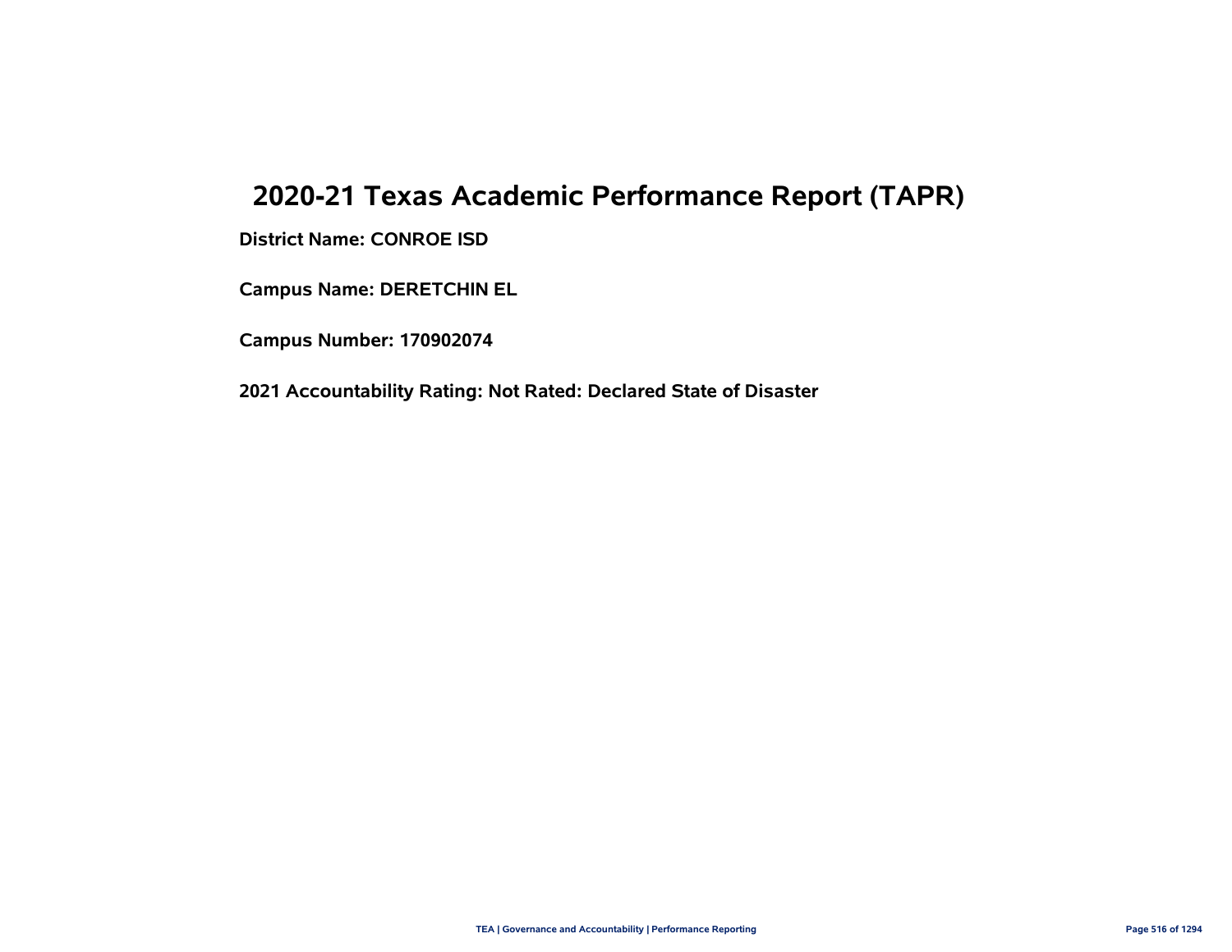# 2020-21 Texas Academic Performance Report (TAPR)

**District Name: CONROE ISD**

**Campus Name: DERETCHIN EL**

**Campus Number: 170902074**

**2021 Accountability Rating: Not Rated: Declared State of Disaster**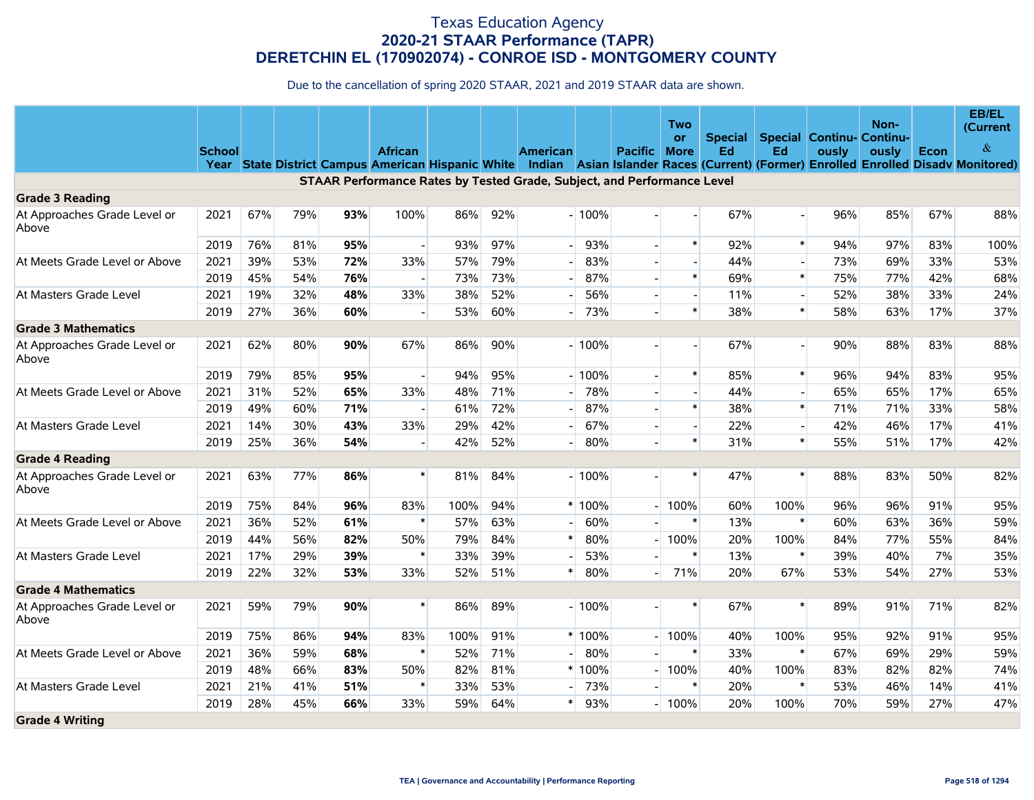# Texas Education Agency
## 2020-21 STAAR Performance (TAPR)
## DERETCHIN EL (170902074) - CONROE ISD - MONTGOMERY COUNTY

Due to the cancellation of spring 2020 STAAR, 2021 and 2019 STAAR data are shown.

| | School Year | State | District | Campus | African American | Hispanic | White | American Indian | Asian | Pacific Islander | Two or More Races | Special Ed (Current) | Special Ed (Former) | Continuously Enrolled | Non-Continuously Enrolled | Econ Disadv | EB/EL (Current & Monitored) |
|---|---|---|---|---|---|---|---|---|---|---|---|---|---|---|---|---|---|
| **STAAR Performance Rates by Tested Grade, Subject, and Performance Level** | | | | | | | | | | | | | | | | | |
| **Grade 3 Reading** | | | | | | | | | | | | | | | | | |
| At Approaches Grade Level or Above | 2021 | 67% | 79% | **93%** | 100% | 86% | 92% | - | 100% | - | - | 67% | - | 96% | 85% | 67% | 88% |
| | 2019 | 76% | 81% | **95%** | - | 93% | 97% | - | 93% | - | * | 92% | * | 94% | 97% | 83% | 100% |
| At Meets Grade Level or Above | 2021 | 39% | 53% | **72%** | 33% | 57% | 79% | - | 83% | - | - | 44% | - | 73% | 69% | 33% | 53% |
| | 2019 | 45% | 54% | **76%** | - | 73% | 73% | - | 87% | - | * | 69% | * | 75% | 77% | 42% | 68% |
| At Masters Grade Level | 2021 | 19% | 32% | **48%** | 33% | 38% | 52% | - | 56% | - | - | 11% | - | 52% | 38% | 33% | 24% |
| | 2019 | 27% | 36% | **60%** | - | 53% | 60% | - | 73% | - | * | 38% | * | 58% | 63% | 17% | 37% |
| **Grade 3 Mathematics** | | | | | | | | | | | | | | | | | |
| At Approaches Grade Level or Above | 2021 | 62% | 80% | **90%** | 67% | 86% | 90% | - | 100% | - | - | 67% | - | 90% | 88% | 83% | 88% |
| | 2019 | 79% | 85% | **95%** | - | 94% | 95% | - | 100% | - | * | 85% | * | 96% | 94% | 83% | 95% |
| At Meets Grade Level or Above | 2021 | 31% | 52% | **65%** | 33% | 48% | 71% | - | 78% | - | - | 44% | - | 65% | 65% | 17% | 65% |
| | 2019 | 49% | 60% | **71%** | - | 61% | 72% | - | 87% | - | * | 38% | * | 71% | 71% | 33% | 58% |
| At Masters Grade Level | 2021 | 14% | 30% | **43%** | 33% | 29% | 42% | - | 67% | - | - | 22% | - | 42% | 46% | 17% | 41% |
| | 2019 | 25% | 36% | **54%** | - | 42% | 52% | - | 80% | - | * | 31% | * | 55% | 51% | 17% | 42% |
| **Grade 4 Reading** | | | | | | | | | | | | | | | | | |
| At Approaches Grade Level or Above | 2021 | 63% | 77% | **86%** | * | 81% | 84% | - | 100% | - | * | 47% | * | 88% | 83% | 50% | 82% |
| | 2019 | 75% | 84% | **96%** | 83% | 100% | 94% | * | 100% | - | 100% | 60% | 100% | 96% | 96% | 91% | 95% |
| At Meets Grade Level or Above | 2021 | 36% | 52% | **61%** | * | 57% | 63% | - | 60% | - | * | 13% | * | 60% | 63% | 36% | 59% |
| | 2019 | 44% | 56% | **82%** | 50% | 79% | 84% | * | 80% | - | 100% | 20% | 100% | 84% | 77% | 55% | 84% |
| At Masters Grade Level | 2021 | 17% | 29% | **39%** | * | 33% | 39% | - | 53% | - | * | 13% | * | 39% | 40% | 7% | 35% |
| | 2019 | 22% | 32% | **53%** | 33% | 52% | 51% | * | 80% | - | 71% | 20% | 67% | 53% | 54% | 27% | 53% |
| **Grade 4 Mathematics** | | | | | | | | | | | | | | | | | |
| At Approaches Grade Level or Above | 2021 | 59% | 79% | **90%** | * | 86% | 89% | - | 100% | - | * | 67% | * | 89% | 91% | 71% | 82% |
| | 2019 | 75% | 86% | **94%** | 83% | 100% | 91% | * | 100% | - | 100% | 40% | 100% | 95% | 92% | 91% | 95% |
| At Meets Grade Level or Above | 2021 | 36% | 59% | **68%** | * | 52% | 71% | - | 80% | - | * | 33% | * | 67% | 69% | 29% | 59% |
| | 2019 | 48% | 66% | **83%** | 50% | 82% | 81% | * | 100% | - | 100% | 40% | 100% | 83% | 82% | 82% | 74% |
| At Masters Grade Level | 2021 | 21% | 41% | **51%** | * | 33% | 53% | - | 73% | - | * | 20% | * | 53% | 46% | 14% | 41% |
| | 2019 | 28% | 45% | **66%** | 33% | 59% | 64% | * | 93% | - | 100% | 20% | 100% | 70% | 59% | 27% | 47% |
| **Grade 4 Writing** | | | | | | | | | | | | | | | | | |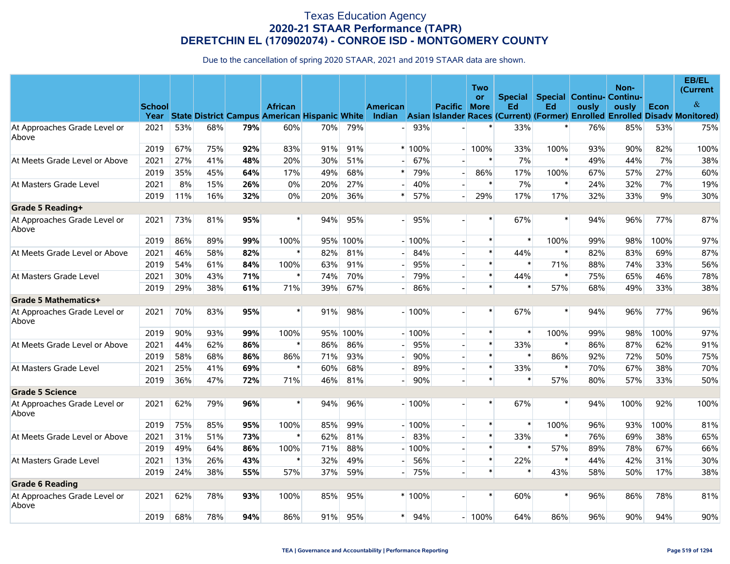# Texas Education Agency
## 2020-21 STAAR Performance (TAPR)
## DERETCHIN EL (170902074) - CONROE ISD - MONTGOMERY COUNTY

Due to the cancellation of spring 2020 STAAR, 2021 and 2019 STAAR data are shown.

| | School Year | State | District | Campus | African American | Hispanic | White | American Indian | Asian | Pacific Islander | Two or More Races | Special Ed (Current) | Special Ed (Former) | Continuously Enrolled | Non-Continuously Enrolled | Econ Disadv | EB/EL (Current & Monitored) |
|---|---|---|---|---|---|---|---|---|---|---|---|---|---|---|---|---|---|
| At Approaches Grade Level or Above | 2021 | 53% | 68% | **79%** | 60% | 70% | 79% | - | 93% | - | * | 33% | * | 76% | 85% | 53% | 75% |
| | 2019 | 67% | 75% | **92%** | 83% | 91% | 91% | * | 100% | - | 100% | 33% | 100% | 93% | 90% | 82% | 100% |
| At Meets Grade Level or Above | 2021 | 27% | 41% | **48%** | 20% | 30% | 51% | - | 67% | - | * | 7% | * | 49% | 44% | 7% | 38% |
| | 2019 | 35% | 45% | **64%** | 17% | 49% | 68% | * | 79% | - | 86% | 17% | 100% | 67% | 57% | 27% | 60% |
| At Masters Grade Level | 2021 | 8% | 15% | **26%** | 0% | 20% | 27% | - | 40% | - | * | 7% | * | 24% | 32% | 7% | 19% |
| | 2019 | 11% | 16% | **32%** | 0% | 20% | 36% | * | 57% | - | 29% | 17% | 17% | 32% | 33% | 9% | 30% |
| **Grade 5 Reading+** | | | | | | | | | | | | | | | | | |
| At Approaches Grade Level or Above | 2021 | 73% | 81% | **95%** | * | 94% | 95% | - | 95% | - | * | 67% | * | 94% | 96% | 77% | 87% |
| | 2019 | 86% | 89% | **99%** | 100% | 95% | 100% | - | 100% | - | * | * | 100% | 99% | 98% | 100% | 97% |
| At Meets Grade Level or Above | 2021 | 46% | 58% | **82%** | * | 82% | 81% | - | 84% | - | * | 44% | * | 82% | 83% | 69% | 87% |
| | 2019 | 54% | 61% | **84%** | 100% | 63% | 91% | - | 95% | - | * | * | 71% | 88% | 74% | 33% | 56% |
| At Masters Grade Level | 2021 | 30% | 43% | **71%** | * | 74% | 70% | - | 79% | - | * | 44% | * | 75% | 65% | 46% | 78% |
| | 2019 | 29% | 38% | **61%** | 71% | 39% | 67% | - | 86% | - | * | * | 57% | 68% | 49% | 33% | 38% |
| **Grade 5 Mathematics+** | | | | | | | | | | | | | | | | | |
| At Approaches Grade Level or Above | 2021 | 70% | 83% | **95%** | * | 91% | 98% | - | 100% | - | * | 67% | * | 94% | 96% | 77% | 96% |
| | 2019 | 90% | 93% | **99%** | 100% | 95% | 100% | - | 100% | - | * | * | 100% | 99% | 98% | 100% | 97% |
| At Meets Grade Level or Above | 2021 | 44% | 62% | **86%** | * | 86% | 86% | - | 95% | - | * | 33% | * | 86% | 87% | 62% | 91% |
| | 2019 | 58% | 68% | **86%** | 86% | 71% | 93% | - | 90% | - | * | * | 86% | 92% | 72% | 50% | 75% |
| At Masters Grade Level | 2021 | 25% | 41% | **69%** | * | 60% | 68% | - | 89% | - | * | 33% | * | 70% | 67% | 38% | 70% |
| | 2019 | 36% | 47% | **72%** | 71% | 46% | 81% | - | 90% | - | * | * | 57% | 80% | 57% | 33% | 50% |
| **Grade 5 Science** | | | | | | | | | | | | | | | | | |
| At Approaches Grade Level or Above | 2021 | 62% | 79% | **96%** | * | 94% | 96% | - | 100% | - | * | 67% | * | 94% | 100% | 92% | 100% |
| | 2019 | 75% | 85% | **95%** | 100% | 85% | 99% | - | 100% | - | * | * | 100% | 96% | 93% | 100% | 81% |
| At Meets Grade Level or Above | 2021 | 31% | 51% | **73%** | * | 62% | 81% | - | 83% | - | * | 33% | * | 76% | 69% | 38% | 65% |
| | 2019 | 49% | 64% | **86%** | 100% | 71% | 88% | - | 100% | - | * | * | 57% | 89% | 78% | 67% | 66% |
| At Masters Grade Level | 2021 | 13% | 26% | **43%** | * | 32% | 49% | - | 56% | - | * | 22% | * | 44% | 42% | 31% | 30% |
| | 2019 | 24% | 38% | **55%** | 57% | 37% | 59% | - | 75% | - | * | * | 43% | 58% | 50% | 17% | 38% |
| **Grade 6 Reading** | | | | | | | | | | | | | | | | | |
| At Approaches Grade Level or Above | 2021 | 62% | 78% | **93%** | 100% | 85% | 95% | * | 100% | - | * | 60% | * | 96% | 86% | 78% | 81% |
| | 2019 | 68% | 78% | **94%** | 86% | 91% | 95% | * | 94% | - | 100% | 64% | 86% | 96% | 90% | 94% | 90% |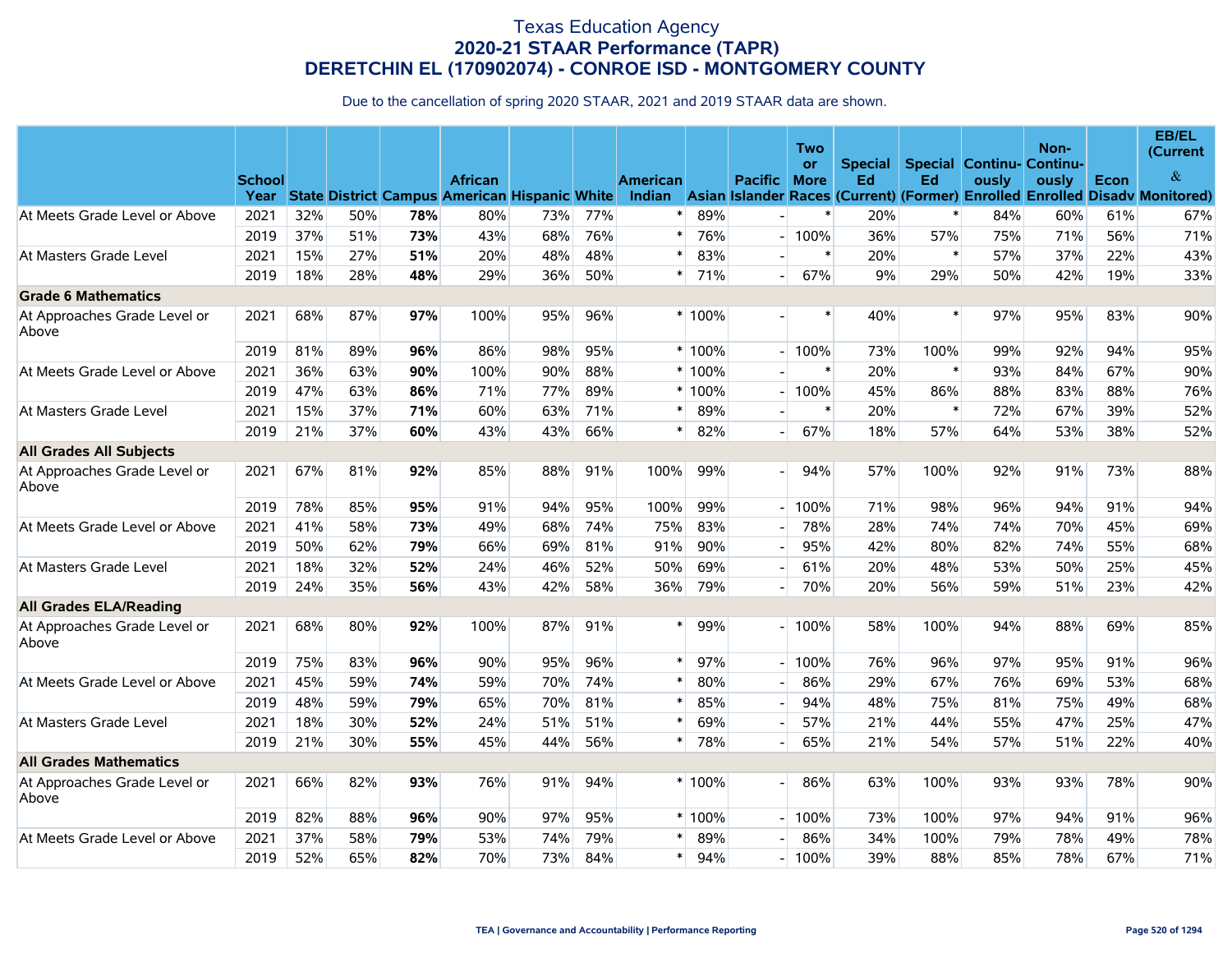# Texas Education Agency
## 2020-21 STAAR Performance (TAPR)
## DERETCHIN EL (170902074) - CONROE ISD - MONTGOMERY COUNTY

Due to the cancellation of spring 2020 STAAR, 2021 and 2019 STAAR data are shown.

| | School Year | State | District | Campus | African American | Hispanic | White | American Indian | Asian | Pacific Islander | Two or More Races | Special Ed (Current) | Special Ed (Former) | Continuously Enrolled | Non-Continuously Enrolled | Econ Disadv | EB/EL (Current & Monitored) |
|---|---|---|---|---|---|---|---|---|---|---|---|---|---|---|---|---|---|
| At Meets Grade Level or Above | 2021 | 32% | 50% | **78%** | 80% | 73% | 77% | * | 89% | - | * | 20% | * | 84% | 60% | 61% | 67% |
| | 2019 | 37% | 51% | **73%** | 43% | 68% | 76% | * | 76% | - | 100% | 36% | 57% | 75% | 71% | 56% | 71% |
| At Masters Grade Level | 2021 | 15% | 27% | **51%** | 20% | 48% | 48% | * | 83% | - | * | 20% | * | 57% | 37% | 22% | 43% |
| | 2019 | 18% | 28% | **48%** | 29% | 36% | 50% | * | 71% | - | 67% | 9% | 29% | 50% | 42% | 19% | 33% |
| **Grade 6 Mathematics** | | | | | | | | | | | | | | | | | |
| At Approaches Grade Level or Above | 2021 | 68% | 87% | **97%** | 100% | 95% | 96% | * | 100% | - | * | 40% | * | 97% | 95% | 83% | 90% |
| | 2019 | 81% | 89% | **96%** | 86% | 98% | 95% | * | 100% | - | 100% | 73% | 100% | 99% | 92% | 94% | 95% |
| At Meets Grade Level or Above | 2021 | 36% | 63% | **90%** | 100% | 90% | 88% | * | 100% | - | * | 20% | * | 93% | 84% | 67% | 90% |
| | 2019 | 47% | 63% | **86%** | 71% | 77% | 89% | * | 100% | - | 100% | 45% | 86% | 88% | 83% | 88% | 76% |
| At Masters Grade Level | 2021 | 15% | 37% | **71%** | 60% | 63% | 71% | * | 89% | - | * | 20% | * | 72% | 67% | 39% | 52% |
| | 2019 | 21% | 37% | **60%** | 43% | 43% | 66% | * | 82% | - | 67% | 18% | 57% | 64% | 53% | 38% | 52% |
| **All Grades All Subjects** | | | | | | | | | | | | | | | | | |
| At Approaches Grade Level or Above | 2021 | 67% | 81% | **92%** | 85% | 88% | 91% | 100% | 99% | - | 94% | 57% | 100% | 92% | 91% | 73% | 88% |
| | 2019 | 78% | 85% | **95%** | 91% | 94% | 95% | 100% | 99% | - | 100% | 71% | 98% | 96% | 94% | 91% | 94% |
| At Meets Grade Level or Above | 2021 | 41% | 58% | **73%** | 49% | 68% | 74% | 75% | 83% | - | 78% | 28% | 74% | 74% | 70% | 45% | 69% |
| | 2019 | 50% | 62% | **79%** | 66% | 69% | 81% | 91% | 90% | - | 95% | 42% | 80% | 82% | 74% | 55% | 68% |
| At Masters Grade Level | 2021 | 18% | 32% | **52%** | 24% | 46% | 52% | 50% | 69% | - | 61% | 20% | 48% | 53% | 50% | 25% | 45% |
| | 2019 | 24% | 35% | **56%** | 43% | 42% | 58% | 36% | 79% | - | 70% | 20% | 56% | 59% | 51% | 23% | 42% |
| **All Grades ELA/Reading** | | | | | | | | | | | | | | | | | |
| At Approaches Grade Level or Above | 2021 | 68% | 80% | **92%** | 100% | 87% | 91% | * | 99% | - | 100% | 58% | 100% | 94% | 88% | 69% | 85% |
| | 2019 | 75% | 83% | **96%** | 90% | 95% | 96% | * | 97% | - | 100% | 76% | 96% | 97% | 95% | 91% | 96% |
| At Meets Grade Level or Above | 2021 | 45% | 59% | **74%** | 59% | 70% | 74% | * | 80% | - | 86% | 29% | 67% | 76% | 69% | 53% | 68% |
| | 2019 | 48% | 59% | **79%** | 65% | 70% | 81% | * | 85% | - | 94% | 48% | 75% | 81% | 75% | 49% | 68% |
| At Masters Grade Level | 2021 | 18% | 30% | **52%** | 24% | 51% | 51% | * | 69% | - | 57% | 21% | 44% | 55% | 47% | 25% | 47% |
| | 2019 | 21% | 30% | **55%** | 45% | 44% | 56% | * | 78% | - | 65% | 21% | 54% | 57% | 51% | 22% | 40% |
| **All Grades Mathematics** | | | | | | | | | | | | | | | | | |
| At Approaches Grade Level or Above | 2021 | 66% | 82% | **93%** | 76% | 91% | 94% | * | 100% | - | 86% | 63% | 100% | 93% | 93% | 78% | 90% |
| | 2019 | 82% | 88% | **96%** | 90% | 97% | 95% | * | 100% | - | 100% | 73% | 100% | 97% | 94% | 91% | 96% |
| At Meets Grade Level or Above | 2021 | 37% | 58% | **79%** | 53% | 74% | 79% | * | 89% | - | 86% | 34% | 100% | 79% | 78% | 49% | 78% |
| | 2019 | 52% | 65% | **82%** | 70% | 73% | 84% | * | 94% | - | 100% | 39% | 88% | 85% | 78% | 67% | 71% |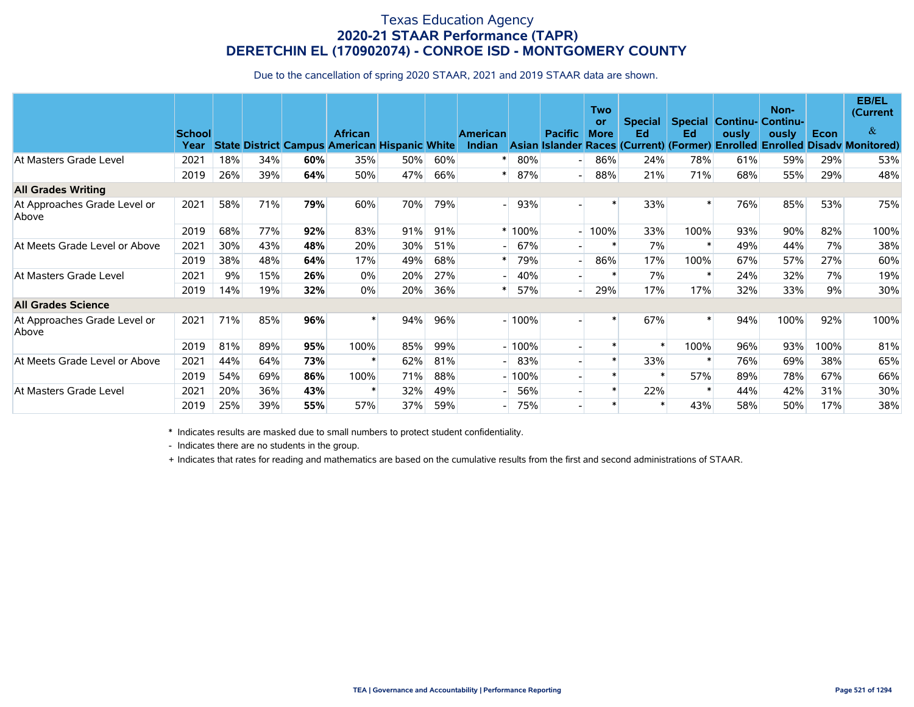# Texas Education Agency
## 2020-21 STAAR Performance (TAPR)
## DERETCHIN EL (170902074) - CONROE ISD - MONTGOMERY COUNTY

Due to the cancellation of spring 2020 STAAR, 2021 and 2019 STAAR data are shown.

| | School Year | State | District | Campus | African American | Hispanic | White | American Indian | Asian | Pacific Islander | Two or More Races | Special Ed (Current) | Special Ed (Former) | Continuously Enrolled | Non-Continuously Enrolled | Econ Disadv | EB/EL (Current & Monitored) |
|---|---|---|---|---|---|---|---|---|---|---|---|---|---|---|---|---|---|
| At Masters Grade Level | 2021 | 18% | 34% | **60%** | 35% | 50% | 60% | * | 80% | - | 86% | 24% | 78% | 61% | 59% | 29% | 53% |
| | 2019 | 26% | 39% | **64%** | 50% | 47% | 66% | * | 87% | - | 88% | 21% | 71% | 68% | 55% | 29% | 48% |
| **All Grades Writing** | | | | | | | | | | | | | | | | | |
| At Approaches Grade Level or Above | 2021 | 58% | 71% | **79%** | 60% | 70% | 79% | - | 93% | - | * | 33% | * | 76% | 85% | 53% | 75% |
| | 2019 | 68% | 77% | **92%** | 83% | 91% | 91% | * | 100% | - | 100% | 33% | 100% | 93% | 90% | 82% | 100% |
| At Meets Grade Level or Above | 2021 | 30% | 43% | **48%** | 20% | 30% | 51% | - | 67% | - | * | 7% | * | 49% | 44% | 7% | 38% |
| | 2019 | 38% | 48% | **64%** | 17% | 49% | 68% | * | 79% | - | 86% | 17% | 100% | 67% | 57% | 27% | 60% |
| At Masters Grade Level | 2021 | 9% | 15% | **26%** | 0% | 20% | 27% | - | 40% | - | * | 7% | * | 24% | 32% | 7% | 19% |
| | 2019 | 14% | 19% | **32%** | 0% | 20% | 36% | * | 57% | - | 29% | 17% | 17% | 32% | 33% | 9% | 30% |
| **All Grades Science** | | | | | | | | | | | | | | | | | |
| At Approaches Grade Level or Above | 2021 | 71% | 85% | **96%** | * | 94% | 96% | - | 100% | - | * | 67% | * | 94% | 100% | 92% | 100% |
| | 2019 | 81% | 89% | **95%** | 100% | 85% | 99% | - | 100% | - | * | * | 100% | 96% | 93% | 100% | 81% |
| At Meets Grade Level or Above | 2021 | 44% | 64% | **73%** | * | 62% | 81% | - | 83% | - | * | 33% | * | 76% | 69% | 38% | 65% |
| | 2019 | 54% | 69% | **86%** | 100% | 71% | 88% | - | 100% | - | * | * | 57% | 89% | 78% | 67% | 66% |
| At Masters Grade Level | 2021 | 20% | 36% | **43%** | * | 32% | 49% | - | 56% | - | * | 22% | * | 44% | 42% | 31% | 30% |
| | 2019 | 25% | 39% | **55%** | 57% | 37% | 59% | - | 75% | - | * | * | 43% | 58% | 50% | 17% | 38% |

* Indicates results are masked due to small numbers to protect student confidentiality.

- Indicates there are no students in the group.

+ Indicates that rates for reading and mathematics are based on the cumulative results from the first and second administrations of STAAR.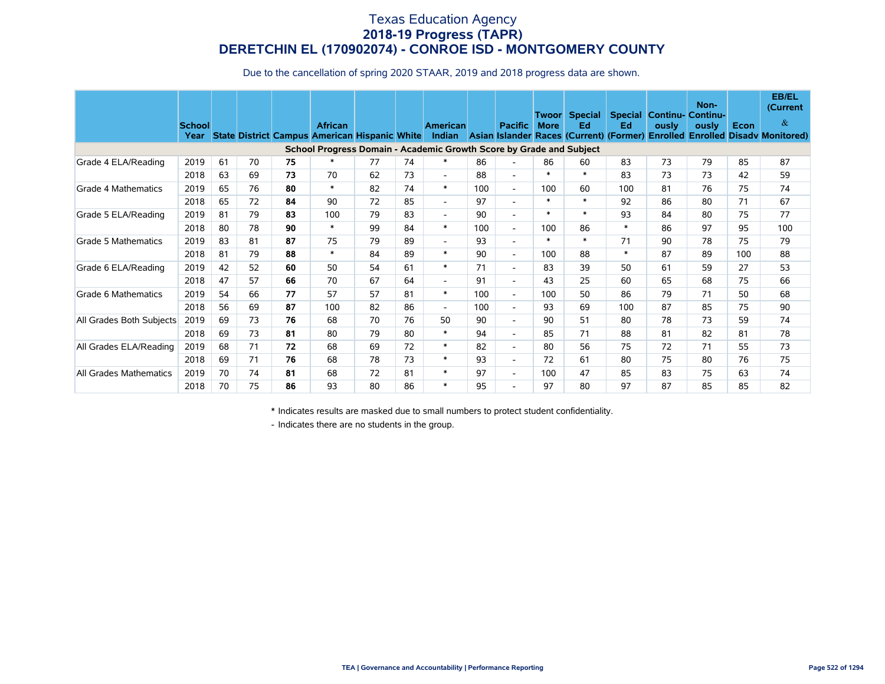# Texas Education Agency
## 2018-19 Progress (TAPR)
## DERETCHIN EL (170902074) - CONROE ISD - MONTGOMERY COUNTY

Due to the cancellation of spring 2020 STAAR, 2019 and 2018 progress data are shown.

| | School Year | State | District | Campus | African American | Hispanic | White | American Indian | Asian | Pacific Islander | Two or More Races | Special Ed (Current) | Special Ed (Former) | Continuously Enrolled | Non-Continuously Enrolled | Econ Disadv | EB/EL (Current & Monitored) |
|---|---|---|---|---|---|---|---|---|---|---|---|---|---|---|---|---|---|
| **School Progress Domain - Academic Growth Score by Grade and Subject** | | | | | | | | | | | | | | | | | |
| Grade 4 ELA/Reading | 2019 | 61 | 70 | **75** | * | 77 | 74 | * | 86 | - | 86 | 60 | 83 | 73 | 79 | 85 | 87 |
| | 2018 | 63 | 69 | **73** | 70 | 62 | 73 | - | 88 | - | * | * | 83 | 73 | 73 | 42 | 59 |
| Grade 4 Mathematics | 2019 | 65 | 76 | **80** | * | 82 | 74 | * | 100 | - | 100 | 60 | 100 | 81 | 76 | 75 | 74 |
| | 2018 | 65 | 72 | **84** | 90 | 72 | 85 | - | 97 | - | * | * | 92 | 86 | 80 | 71 | 67 |
| Grade 5 ELA/Reading | 2019 | 81 | 79 | **83** | 100 | 79 | 83 | - | 90 | - | * | * | 93 | 84 | 80 | 75 | 77 |
| | 2018 | 80 | 78 | **90** | * | 99 | 84 | * | 100 | - | 100 | 86 | * | 86 | 97 | 95 | 100 |
| Grade 5 Mathematics | 2019 | 83 | 81 | **87** | 75 | 79 | 89 | - | 93 | - | * | * | 71 | 90 | 78 | 75 | 79 |
| | 2018 | 81 | 79 | **88** | * | 84 | 89 | * | 90 | - | 100 | 88 | * | 87 | 89 | 100 | 88 |
| Grade 6 ELA/Reading | 2019 | 42 | 52 | **60** | 50 | 54 | 61 | * | 71 | - | 83 | 39 | 50 | 61 | 59 | 27 | 53 |
| | 2018 | 47 | 57 | **66** | 70 | 67 | 64 | - | 91 | - | 43 | 25 | 60 | 65 | 68 | 75 | 66 |
| Grade 6 Mathematics | 2019 | 54 | 66 | **77** | 57 | 57 | 81 | * | 100 | - | 100 | 50 | 86 | 79 | 71 | 50 | 68 |
| | 2018 | 56 | 69 | **87** | 100 | 82 | 86 | - | 100 | - | 93 | 69 | 100 | 87 | 85 | 75 | 90 |
| All Grades Both Subjects | 2019 | 69 | 73 | **76** | 68 | 70 | 76 | 50 | 90 | - | 90 | 51 | 80 | 78 | 73 | 59 | 74 |
| | 2018 | 69 | 73 | **81** | 80 | 79 | 80 | * | 94 | - | 85 | 71 | 88 | 81 | 82 | 81 | 78 |
| All Grades ELA/Reading | 2019 | 68 | 71 | **72** | 68 | 69 | 72 | * | 82 | - | 80 | 56 | 75 | 72 | 71 | 55 | 73 |
| | 2018 | 69 | 71 | **76** | 68 | 78 | 73 | * | 93 | - | 72 | 61 | 80 | 75 | 80 | 76 | 75 |
| All Grades Mathematics | 2019 | 70 | 74 | **81** | 68 | 72 | 81 | * | 97 | - | 100 | 47 | 85 | 83 | 75 | 63 | 74 |
| | 2018 | 70 | 75 | **86** | 93 | 80 | 86 | * | 95 | - | 97 | 80 | 97 | 87 | 85 | 85 | 82 |

\* Indicates results are masked due to small numbers to protect student confidentiality.

- Indicates there are no students in the group.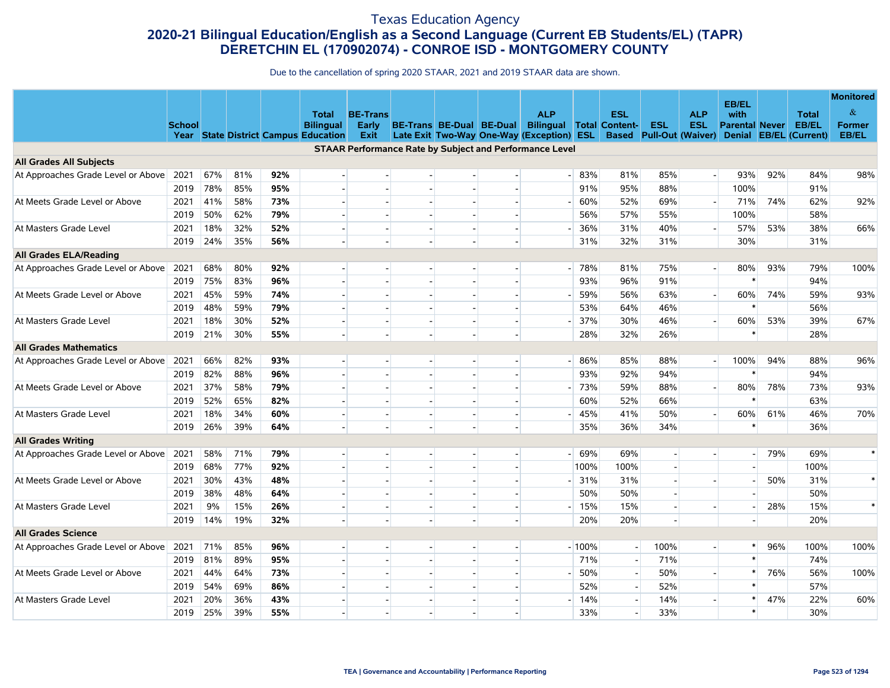# Texas Education Agency
## 2020-21 Bilingual Education/English as a Second Language (Current EB Students/EL) (TAPR)
## DERETCHIN EL (170902074) - CONROE ISD - MONTGOMERY COUNTY

Due to the cancellation of spring 2020 STAAR, 2021 and 2019 STAAR data are shown.

| | School Year | State | District | Campus | Total Bilingual Education | BE-Trans Early Exit | BE-Trans Late Exit | BE-Dual Two-Way | BE-Dual One-Way | ALP Bilingual (Exception) | Total ESL | ESL Content-Based | ESL Pull-Out | ALP ESL (Waiver) | EB/EL with Parental Denial | Never EB/EL | Total EB/EL (Current) | Monitored & Former EB/EL |
|---|---|---|---|---|---|---|---|---|---|---|---|---|---|---|---|---|---|---|
| **STAAR Performance Rate by Subject and Performance Level** | | | | | | | | | | | | | | | | | | |
| **All Grades All Subjects** | | | | | | | | | | | | | | | | | | |
| At Approaches Grade Level or Above | 2021 | 67% | 81% | **92%** | - | - | - | - | - | - | 83% | 81% | 85% | - | 93% | 92% | 84% | 98% |
| | 2019 | 78% | 85% | **95%** | - | - | - | - | - | | 91% | 95% | 88% | | 100% | | 91% | |
| At Meets Grade Level or Above | 2021 | 41% | 58% | **73%** | - | - | - | - | - | - | 60% | 52% | 69% | - | 71% | 74% | 62% | 92% |
| | 2019 | 50% | 62% | **79%** | - | - | - | - | - | | 56% | 57% | 55% | | 100% | | 58% | |
| At Masters Grade Level | 2021 | 18% | 32% | **52%** | - | - | - | - | - | - | 36% | 31% | 40% | - | 57% | 53% | 38% | 66% |
| | 2019 | 24% | 35% | **56%** | - | - | - | - | - | | 31% | 32% | 31% | | 30% | | 31% | |
| **All Grades ELA/Reading** | | | | | | | | | | | | | | | | | | |
| At Approaches Grade Level or Above | 2021 | 68% | 80% | **92%** | - | - | - | - | - | - | 78% | 81% | 75% | - | 80% | 93% | 79% | 100% |
| | 2019 | 75% | 83% | **96%** | - | - | - | - | - | | 93% | 96% | 91% | | * | | 94% | |
| At Meets Grade Level or Above | 2021 | 45% | 59% | **74%** | - | - | - | - | - | - | 59% | 56% | 63% | - | 60% | 74% | 59% | 93% |
| | 2019 | 48% | 59% | **79%** | - | - | - | - | - | | 53% | 64% | 46% | | * | | 56% | |
| At Masters Grade Level | 2021 | 18% | 30% | **52%** | - | - | - | - | - | - | 37% | 30% | 46% | - | 60% | 53% | 39% | 67% |
| | 2019 | 21% | 30% | **55%** | - | - | - | - | - | | 28% | 32% | 26% | | * | | 28% | |
| **All Grades Mathematics** | | | | | | | | | | | | | | | | | | |
| At Approaches Grade Level or Above | 2021 | 66% | 82% | **93%** | - | - | - | - | - | - | 86% | 85% | 88% | - | 100% | 94% | 88% | 96% |
| | 2019 | 82% | 88% | **96%** | - | - | - | - | - | | 93% | 92% | 94% | | * | | 94% | |
| At Meets Grade Level or Above | 2021 | 37% | 58% | **79%** | - | - | - | - | - | - | 73% | 59% | 88% | - | 80% | 78% | 73% | 93% |
| | 2019 | 52% | 65% | **82%** | - | - | - | - | - | | 60% | 52% | 66% | | * | | 63% | |
| At Masters Grade Level | 2021 | 18% | 34% | **60%** | - | - | - | - | - | - | 45% | 41% | 50% | - | 60% | 61% | 46% | 70% |
| | 2019 | 26% | 39% | **64%** | - | - | - | - | - | | 35% | 36% | 34% | | * | | 36% | |
| **All Grades Writing** | | | | | | | | | | | | | | | | | | |
| At Approaches Grade Level or Above | 2021 | 58% | 71% | **79%** | - | - | - | - | - | - | 69% | 69% | - | - | - | 79% | 69% | * |
| | 2019 | 68% | 77% | **92%** | - | - | - | - | - | | 100% | 100% | - | | - | | 100% | |
| At Meets Grade Level or Above | 2021 | 30% | 43% | **48%** | - | - | - | - | - | - | 31% | 31% | - | - | - | 50% | 31% | * |
| | 2019 | 38% | 48% | **64%** | - | - | - | - | - | | 50% | 50% | - | | - | | 50% | |
| At Masters Grade Level | 2021 | 9% | 15% | **26%** | - | - | - | - | - | - | 15% | 15% | - | - | - | 28% | 15% | * |
| | 2019 | 14% | 19% | **32%** | - | - | - | - | - | | 20% | 20% | - | | - | | 20% | |
| **All Grades Science** | | | | | | | | | | | | | | | | | | |
| At Approaches Grade Level or Above | 2021 | 71% | 85% | **96%** | - | - | - | - | - | - | 100% | - | 100% | - | * | 96% | 100% | 100% |
| | 2019 | 81% | 89% | **95%** | - | - | - | - | - | | 71% | - | 71% | | * | | 74% | |
| At Meets Grade Level or Above | 2021 | 44% | 64% | **73%** | - | - | - | - | - | - | 50% | - | 50% | - | * | 76% | 56% | 100% |
| | 2019 | 54% | 69% | **86%** | - | - | - | - | - | | 52% | - | 52% | | * | | 57% | |
| At Masters Grade Level | 2021 | 20% | 36% | **43%** | - | - | - | - | - | - | 14% | - | 14% | - | * | 47% | 22% | 60% |
| | 2019 | 25% | 39% | **55%** | - | - | - | - | - | | 33% | - | 33% | | * | | 30% | |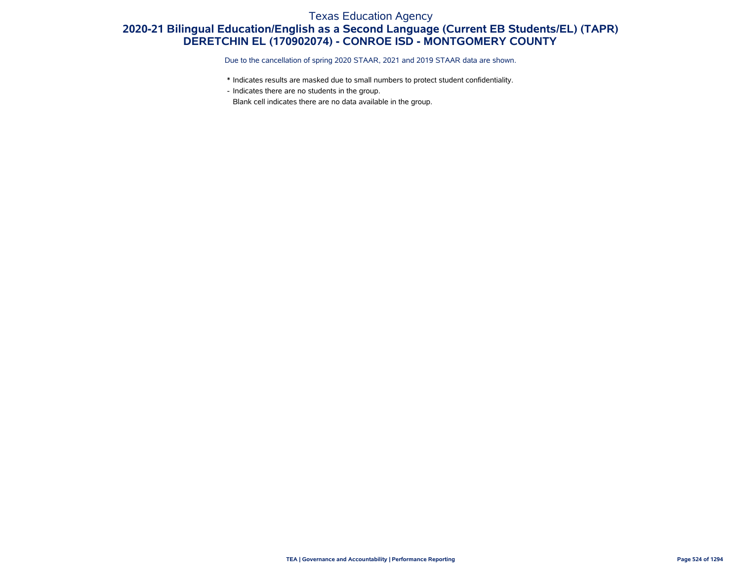# Texas Education Agency

## 2020-21 Bilingual Education/English as a Second Language (Current EB Students/EL) (TAPR)

## DERETCHIN EL (170902074) - CONROE ISD - MONTGOMERY COUNTY

Due to the cancellation of spring 2020 STAAR, 2021 and 2019 STAAR data are shown.

\* Indicates results are masked due to small numbers to protect student confidentiality.

\- Indicates there are no students in the group.

Blank cell indicates there are no data available in the group.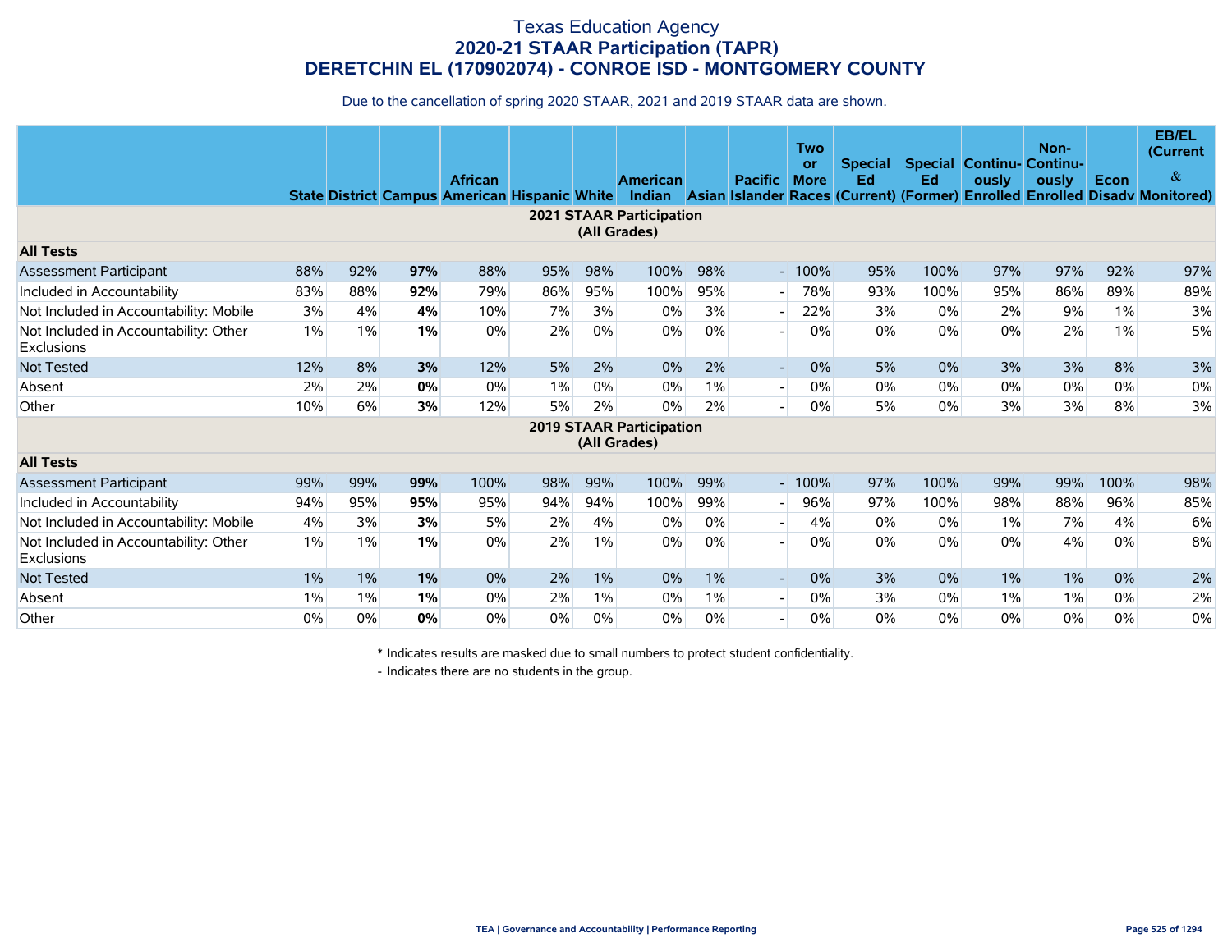# Texas Education Agency
## 2020-21 STAAR Participation (TAPR)
## DERETCHIN EL (170902074) - CONROE ISD - MONTGOMERY COUNTY

Due to the cancellation of spring 2020 STAAR, 2021 and 2019 STAAR data are shown.

| | State | District | Campus | African American | Hispanic | White | American Indian | Asian | Pacific Islander | Two or More Races | Special Ed (Current) | Special Ed (Former) | Continu-ously Enrolled | Non-Continu-ously Enrolled | Econ Disadv | EB/EL (Current & Monitored) |
|---|---|---|---|---|---|---|---|---|---|---|---|---|---|---|---|---|
| **2021 STAAR Participation (All Grades)** | | | | | | | | | | | | | | | | |
| **All Tests** | | | | | | | | | | | | | | | | |
| Assessment Participant | 88% | 92% | **97%** | 88% | 95% | 98% | 100% | 98% | - | 100% | 95% | 100% | 97% | 97% | 92% | 97% |
| Included in Accountability | 83% | 88% | **92%** | 79% | 86% | 95% | 100% | 95% | - | 78% | 93% | 100% | 95% | 86% | 89% | 89% |
| Not Included in Accountability: Mobile | 3% | 4% | **4%** | 10% | 7% | 3% | 0% | 3% | - | 22% | 3% | 0% | 2% | 9% | 1% | 3% |
| Not Included in Accountability: Other Exclusions | 1% | 1% | **1%** | 0% | 2% | 0% | 0% | 0% | - | 0% | 0% | 0% | 0% | 2% | 1% | 5% |
| Not Tested | 12% | 8% | **3%** | 12% | 5% | 2% | 0% | 2% | - | 0% | 5% | 0% | 3% | 3% | 8% | 3% |
| Absent | 2% | 2% | **0%** | 0% | 1% | 0% | 0% | 1% | - | 0% | 0% | 0% | 0% | 0% | 0% | 0% |
| Other | 10% | 6% | **3%** | 12% | 5% | 2% | 0% | 2% | - | 0% | 5% | 0% | 3% | 3% | 8% | 3% |
| **2019 STAAR Participation (All Grades)** | | | | | | | | | | | | | | | | |
| **All Tests** | | | | | | | | | | | | | | | | |
| Assessment Participant | 99% | 99% | **99%** | 100% | 98% | 99% | 100% | 99% | - | 100% | 97% | 100% | 99% | 99% | 100% | 98% |
| Included in Accountability | 94% | 95% | **95%** | 95% | 94% | 94% | 100% | 99% | - | 96% | 97% | 100% | 98% | 88% | 96% | 85% |
| Not Included in Accountability: Mobile | 4% | 3% | **3%** | 5% | 2% | 4% | 0% | 0% | - | 4% | 0% | 0% | 1% | 7% | 4% | 6% |
| Not Included in Accountability: Other Exclusions | 1% | 1% | **1%** | 0% | 2% | 1% | 0% | 0% | - | 0% | 0% | 0% | 0% | 4% | 0% | 8% |
| Not Tested | 1% | 1% | **1%** | 0% | 2% | 1% | 0% | 1% | - | 0% | 3% | 0% | 1% | 1% | 0% | 2% |
| Absent | 1% | 1% | **1%** | 0% | 2% | 1% | 0% | 1% | - | 0% | 3% | 0% | 1% | 1% | 0% | 2% |
| Other | 0% | 0% | **0%** | 0% | 0% | 0% | 0% | 0% | - | 0% | 0% | 0% | 0% | 0% | 0% | 0% |

\* Indicates results are masked due to small numbers to protect student confidentiality.

\- Indicates there are no students in the group.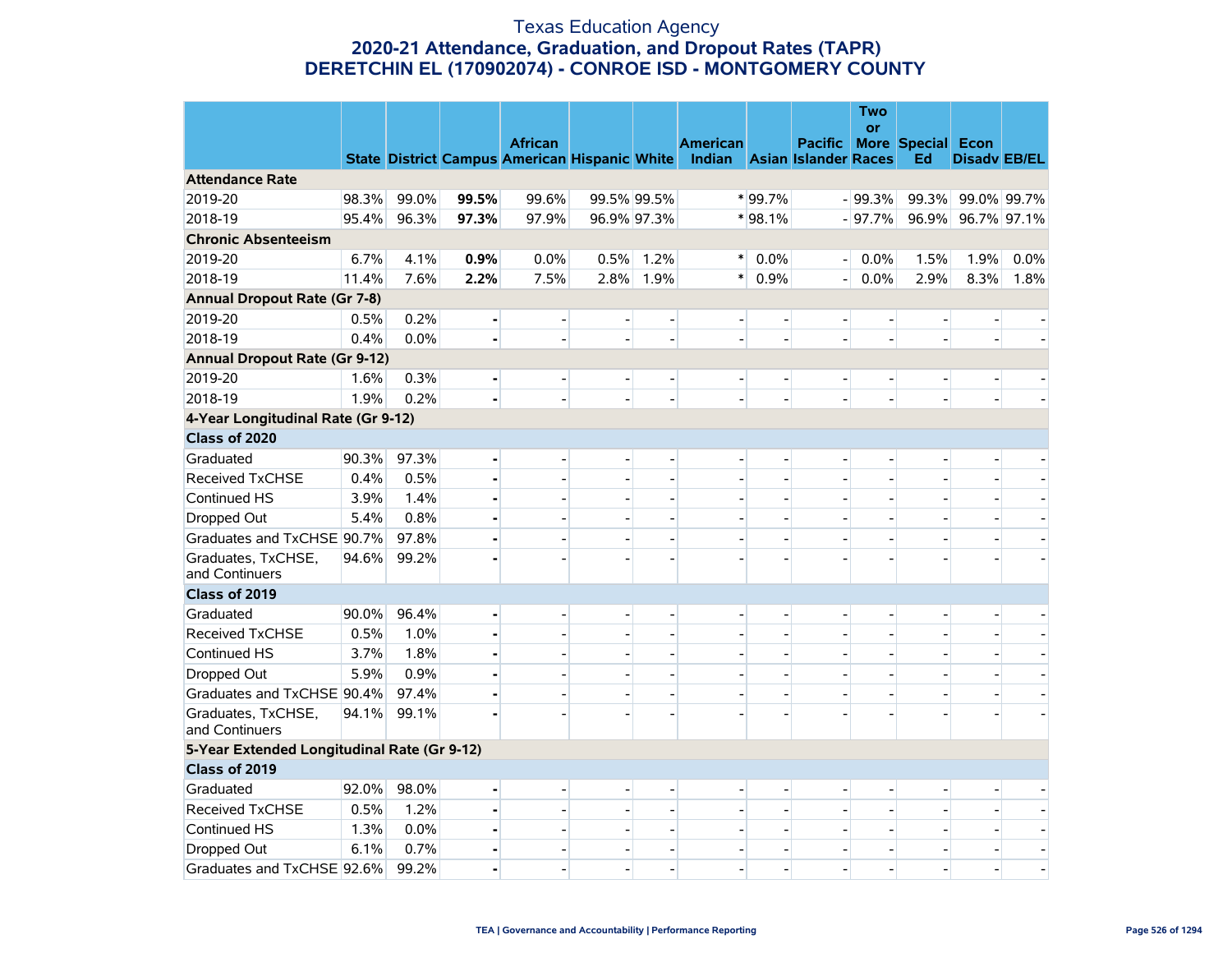# Texas Education Agency
## 2020-21 Attendance, Graduation, and Dropout Rates (TAPR)
## DERETCHIN EL (170902074) - CONROE ISD - MONTGOMERY COUNTY

| | State | District | Campus | African American | Hispanic | White | American Indian | Asian | Pacific Islander | Two or More Races | Special Ed | Econ Disadv | EB/EL |
|---|---|---|---|---|---|---|---|---|---|---|---|---|---|
| **Attendance Rate** | | | | | | | | | | | | | |
| 2019-20 | 98.3% | 99.0% | **99.5%** | 99.6% | 99.5% | 99.5% | * | 99.7% | - | 99.3% | 99.3% | 99.0% | 99.7% |
| 2018-19 | 95.4% | 96.3% | **97.3%** | 97.9% | 96.9% | 97.3% | * | 98.1% | - | 97.7% | 96.9% | 96.7% | 97.1% |
| **Chronic Absenteeism** | | | | | | | | | | | | | |
| 2019-20 | 6.7% | 4.1% | **0.9%** | 0.0% | 0.5% | 1.2% | * | 0.0% | - | 0.0% | 1.5% | 1.9% | 0.0% |
| 2018-19 | 11.4% | 7.6% | **2.2%** | 7.5% | 2.8% | 1.9% | * | 0.9% | - | 0.0% | 2.9% | 8.3% | 1.8% |
| **Annual Dropout Rate (Gr 7-8)** | | | | | | | | | | | | | |
| 2019-20 | 0.5% | 0.2% | **-** | - | - | - | - | - | - | - | - | - | - |
| 2018-19 | 0.4% | 0.0% | **-** | - | - | - | - | - | - | - | - | - | - |
| **Annual Dropout Rate (Gr 9-12)** | | | | | | | | | | | | | |
| 2019-20 | 1.6% | 0.3% | **-** | - | - | - | - | - | - | - | - | - | - |
| 2018-19 | 1.9% | 0.2% | **-** | - | - | - | - | - | - | - | - | - | - |
| **4-Year Longitudinal Rate (Gr 9-12)** | | | | | | | | | | | | | |
| **Class of 2020** | | | | | | | | | | | | | |
| Graduated | 90.3% | 97.3% | **-** | - | - | - | - | - | - | - | - | - | - |
| Received TxCHSE | 0.4% | 0.5% | **-** | - | - | - | - | - | - | - | - | - | - |
| Continued HS | 3.9% | 1.4% | **-** | - | - | - | - | - | - | - | - | - | - |
| Dropped Out | 5.4% | 0.8% | **-** | - | - | - | - | - | - | - | - | - | - |
| Graduates and TxCHSE | 90.7% | 97.8% | **-** | - | - | - | - | - | - | - | - | - | - |
| Graduates, TxCHSE, and Continuers | 94.6% | 99.2% | **-** | - | - | - | - | - | - | - | - | - | - |
| **Class of 2019** | | | | | | | | | | | | | |
| Graduated | 90.0% | 96.4% | **-** | - | - | - | - | - | - | - | - | - | - |
| Received TxCHSE | 0.5% | 1.0% | **-** | - | - | - | - | - | - | - | - | - | - |
| Continued HS | 3.7% | 1.8% | **-** | - | - | - | - | - | - | - | - | - | - |
| Dropped Out | 5.9% | 0.9% | **-** | - | - | - | - | - | - | - | - | - | - |
| Graduates and TxCHSE | 90.4% | 97.4% | **-** | - | - | - | - | - | - | - | - | - | - |
| Graduates, TxCHSE, and Continuers | 94.1% | 99.1% | **-** | - | - | - | - | - | - | - | - | - | - |
| **5-Year Extended Longitudinal Rate (Gr 9-12)** | | | | | | | | | | | | | |
| **Class of 2019** | | | | | | | | | | | | | |
| Graduated | 92.0% | 98.0% | **-** | - | - | - | - | - | - | - | - | - | - |
| Received TxCHSE | 0.5% | 1.2% | **-** | - | - | - | - | - | - | - | - | - | - |
| Continued HS | 1.3% | 0.0% | **-** | - | - | - | - | - | - | - | - | - | - |
| Dropped Out | 6.1% | 0.7% | **-** | - | - | - | - | - | - | - | - | - | - |
| Graduates and TxCHSE | 92.6% | 99.2% | **-** | - | - | - | - | - | - | - | - | - | - |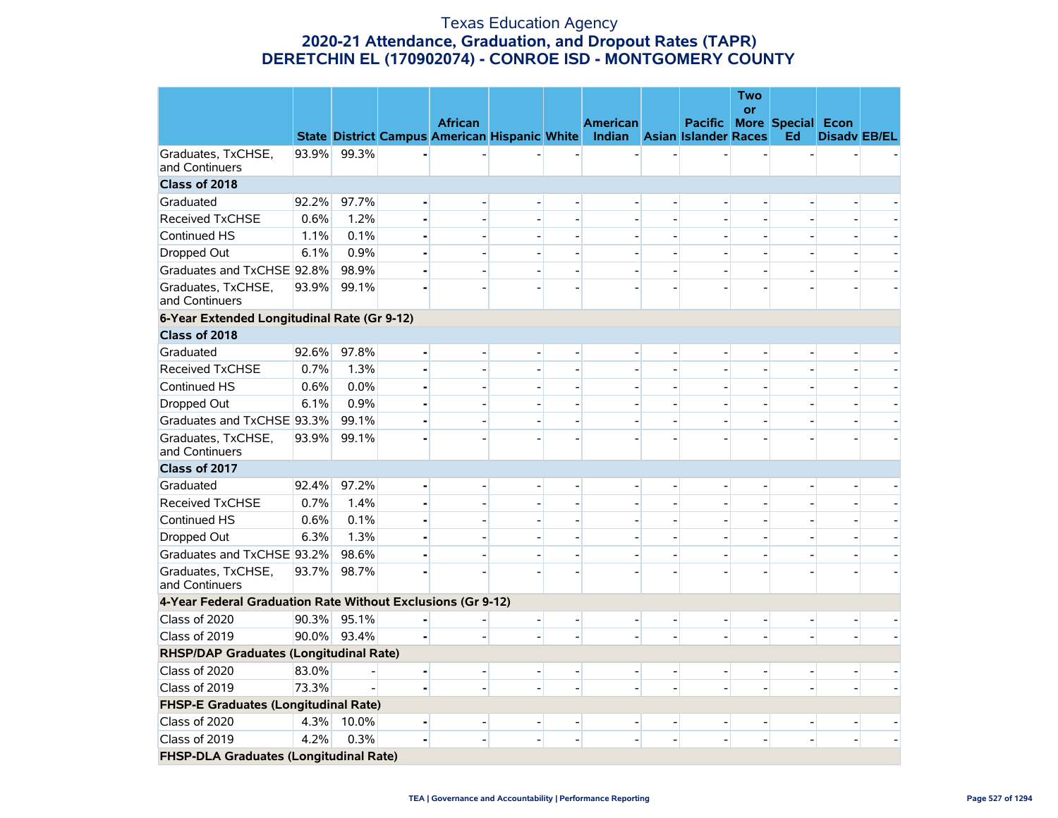# Texas Education Agency
## 2020-21 Attendance, Graduation, and Dropout Rates (TAPR)
## DERETCHIN EL (170902074) - CONROE ISD - MONTGOMERY COUNTY

| | State | District | Campus | African American | Hispanic | White | American Indian | Asian | Pacific Islander | Two or More Races | Special Ed | Econ Disadv | EB/EL |
|---|---|---|---|---|---|---|---|---|---|---|---|---|---|
| Graduates, TxCHSE, and Continuers | 93.9% | 99.3% | - | - | - | - | - | - | - | - | - | - | - |
| **Class of 2018** | | | | | | | | | | | | | |
| Graduated | 92.2% | 97.7% | - | - | - | - | - | - | - | - | - | - | - |
| Received TxCHSE | 0.6% | 1.2% | - | - | - | - | - | - | - | - | - | - | - |
| Continued HS | 1.1% | 0.1% | - | - | - | - | - | - | - | - | - | - | - |
| Dropped Out | 6.1% | 0.9% | - | - | - | - | - | - | - | - | - | - | - |
| Graduates and TxCHSE | 92.8% | 98.9% | - | - | - | - | - | - | - | - | - | - | - |
| Graduates, TxCHSE, and Continuers | 93.9% | 99.1% | - | - | - | - | - | - | - | - | - | - | - |
| **6-Year Extended Longitudinal Rate (Gr 9-12)** | | | | | | | | | | | | | |
| **Class of 2018** | | | | | | | | | | | | | |
| Graduated | 92.6% | 97.8% | - | - | - | - | - | - | - | - | - | - | - |
| Received TxCHSE | 0.7% | 1.3% | - | - | - | - | - | - | - | - | - | - | - |
| Continued HS | 0.6% | 0.0% | - | - | - | - | - | - | - | - | - | - | - |
| Dropped Out | 6.1% | 0.9% | - | - | - | - | - | - | - | - | - | - | - |
| Graduates and TxCHSE | 93.3% | 99.1% | - | - | - | - | - | - | - | - | - | - | - |
| Graduates, TxCHSE, and Continuers | 93.9% | 99.1% | - | - | - | - | - | - | - | - | - | - | - |
| **Class of 2017** | | | | | | | | | | | | | |
| Graduated | 92.4% | 97.2% | - | - | - | - | - | - | - | - | - | - | - |
| Received TxCHSE | 0.7% | 1.4% | - | - | - | - | - | - | - | - | - | - | - |
| Continued HS | 0.6% | 0.1% | - | - | - | - | - | - | - | - | - | - | - |
| Dropped Out | 6.3% | 1.3% | - | - | - | - | - | - | - | - | - | - | - |
| Graduates and TxCHSE | 93.2% | 98.6% | - | - | - | - | - | - | - | - | - | - | - |
| Graduates, TxCHSE, and Continuers | 93.7% | 98.7% | - | - | - | - | - | - | - | - | - | - | - |
| **4-Year Federal Graduation Rate Without Exclusions (Gr 9-12)** | | | | | | | | | | | | | |
| Class of 2020 | 90.3% | 95.1% | - | - | - | - | - | - | - | - | - | - | - |
| Class of 2019 | 90.0% | 93.4% | - | - | - | - | - | - | - | - | - | - | - |
| **RHSP/DAP Graduates (Longitudinal Rate)** | | | | | | | | | | | | | |
| Class of 2020 | 83.0% | - | - | - | - | - | - | - | - | - | - | - | - |
| Class of 2019 | 73.3% | - | - | - | - | - | - | - | - | - | - | - | - |
| **FHSP-E Graduates (Longitudinal Rate)** | | | | | | | | | | | | | |
| Class of 2020 | 4.3% | 10.0% | - | - | - | - | - | - | - | - | - | - | - |
| Class of 2019 | 4.2% | 0.3% | - | - | - | - | - | - | - | - | - | - | - |
| **FHSP-DLA Graduates (Longitudinal Rate)** | | | | | | | | | | | | | |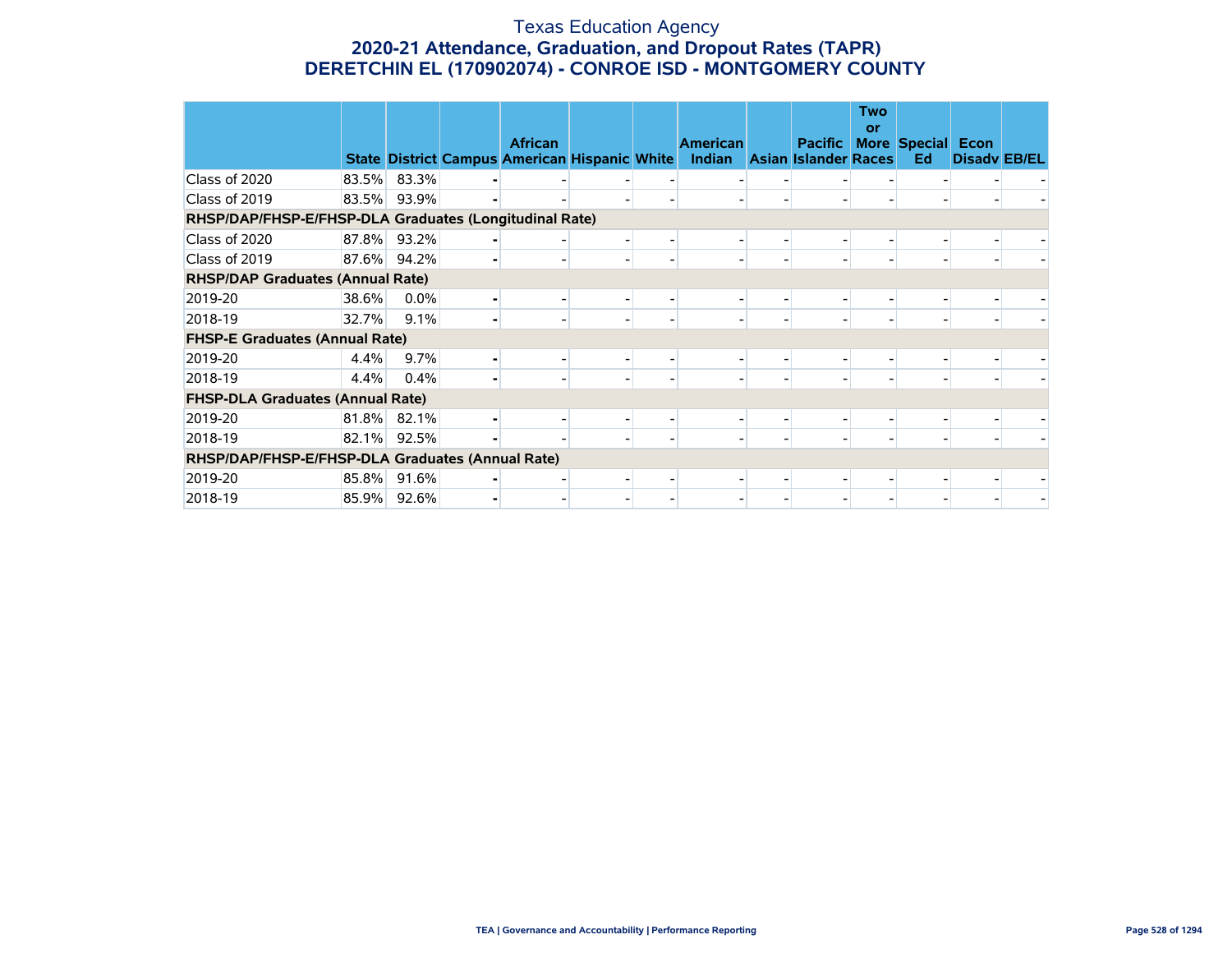# Texas Education Agency

## 2020-21 Attendance, Graduation, and Dropout Rates (TAPR)

## DERETCHIN EL (170902074) - CONROE ISD - MONTGOMERY COUNTY

| | State | District | Campus | African American | Hispanic | White | American Indian | Asian | Pacific Islander | Two or More Races | Special Ed | Econ Disadv | EB/EL |
|---|---|---|---|---|---|---|---|---|---|---|---|---|---|
| Class of 2020 | 83.5% | 83.3% | - | - | - | - | - | - | - | - | - | - | - |
| Class of 2019 | 83.5% | 93.9% | - | - | - | - | - | - | - | - | - | - | - |
| **RHSP/DAP/FHSP-E/FHSP-DLA Graduates (Longitudinal Rate)** | | | | | | | | | | | | | |
| Class of 2020 | 87.8% | 93.2% | - | - | - | - | - | - | - | - | - | - | - |
| Class of 2019 | 87.6% | 94.2% | - | - | - | - | - | - | - | - | - | - | - |
| **RHSP/DAP Graduates (Annual Rate)** | | | | | | | | | | | | | |
| 2019-20 | 38.6% | 0.0% | - | - | - | - | - | - | - | - | - | - | - |
| 2018-19 | 32.7% | 9.1% | - | - | - | - | - | - | - | - | - | - | - |
| **FHSP-E Graduates (Annual Rate)** | | | | | | | | | | | | | |
| 2019-20 | 4.4% | 9.7% | - | - | - | - | - | - | - | - | - | - | - |
| 2018-19 | 4.4% | 0.4% | - | - | - | - | - | - | - | - | - | - | - |
| **FHSP-DLA Graduates (Annual Rate)** | | | | | | | | | | | | | |
| 2019-20 | 81.8% | 82.1% | - | - | - | - | - | - | - | - | - | - | - |
| 2018-19 | 82.1% | 92.5% | - | - | - | - | - | - | - | - | - | - | - |
| **RHSP/DAP/FHSP-E/FHSP-DLA Graduates (Annual Rate)** | | | | | | | | | | | | | |
| 2019-20 | 85.8% | 91.6% | - | - | - | - | - | - | - | - | - | - | - |
| 2018-19 | 85.9% | 92.6% | - | - | - | - | - | - | - | - | - | - | - |

TEA | Governance and Accountability | Performance Reporting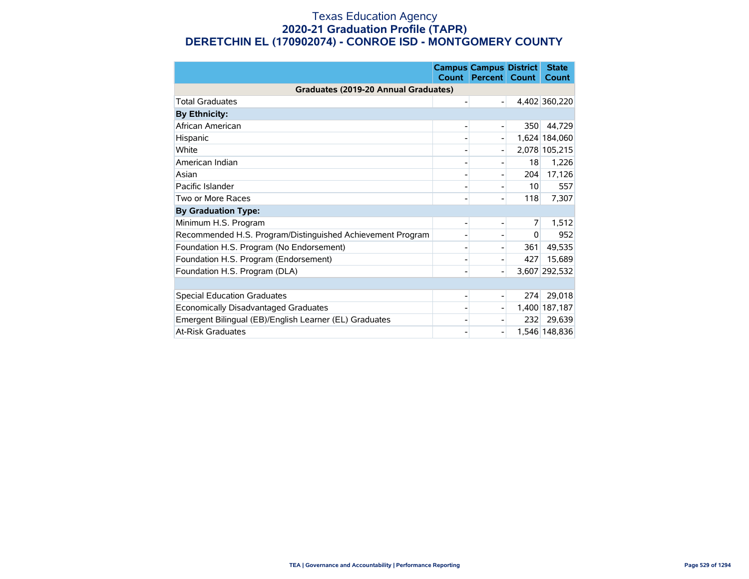# Texas Education Agency
## 2020-21 Graduation Profile (TAPR)
## DERETCHIN EL (170902074) - CONROE ISD - MONTGOMERY COUNTY

| | Campus Count | Campus Percent | District Count | State Count |
|---|---|---|---|---|
| **Graduates (2019-20 Annual Graduates)** | | | | |
| Total Graduates | - | - | 4,402 | 360,220 |
| **By Ethnicity:** | | | | |
| African American | - | - | 350 | 44,729 |
| Hispanic | - | - | 1,624 | 184,060 |
| White | - | - | 2,078 | 105,215 |
| American Indian | - | - | 18 | 1,226 |
| Asian | - | - | 204 | 17,126 |
| Pacific Islander | - | - | 10 | 557 |
| Two or More Races | - | - | 118 | 7,307 |
| **By Graduation Type:** | | | | |
| Minimum H.S. Program | - | - | 7 | 1,512 |
| Recommended H.S. Program/Distinguished Achievement Program | - | - | 0 | 952 |
| Foundation H.S. Program (No Endorsement) | - | - | 361 | 49,535 |
| Foundation H.S. Program (Endorsement) | - | - | 427 | 15,689 |
| Foundation H.S. Program (DLA) | - | - | 3,607 | 292,532 |
| | | | | |
| Special Education Graduates | - | - | 274 | 29,018 |
| Economically Disadvantaged Graduates | - | - | 1,400 | 187,187 |
| Emergent Bilingual (EB)/English Learner (EL) Graduates | - | - | 232 | 29,639 |
| At-Risk Graduates | - | - | 1,546 | 148,836 |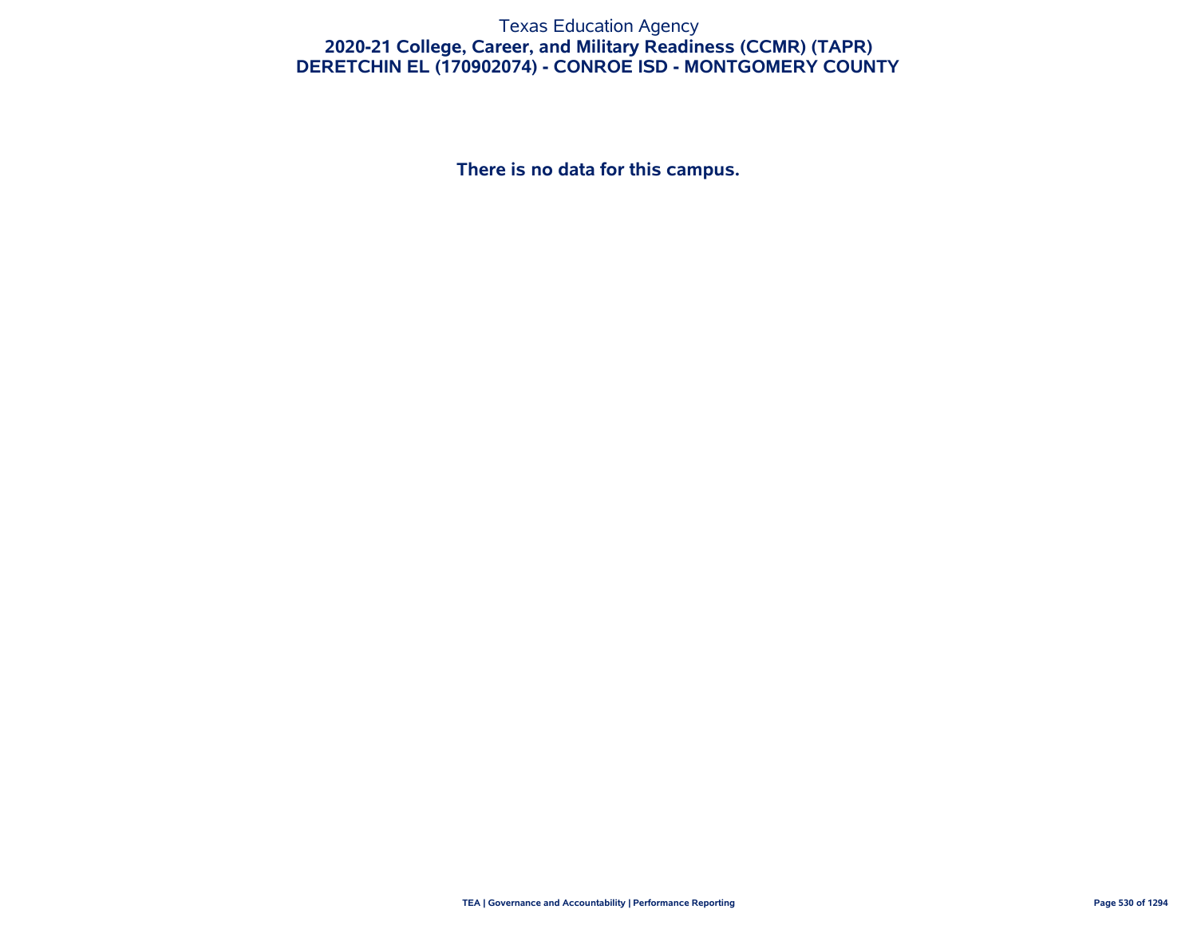# Texas Education Agency

## 2020-21 College, Career, and Military Readiness (CCMR) (TAPR)

## DERETCHIN EL (170902074) - CONROE ISD - MONTGOMERY COUNTY

**There is no data for this campus.**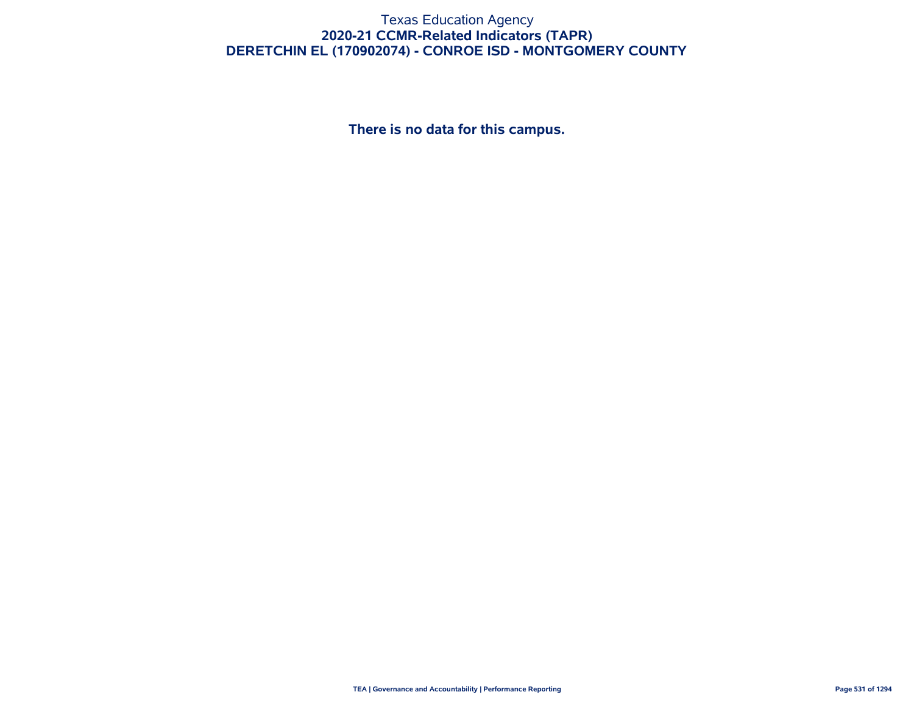# Texas Education Agency

## 2020-21 CCMR-Related Indicators (TAPR)

## DERETCHIN EL (170902074) - CONROE ISD - MONTGOMERY COUNTY

**There is no data for this campus.**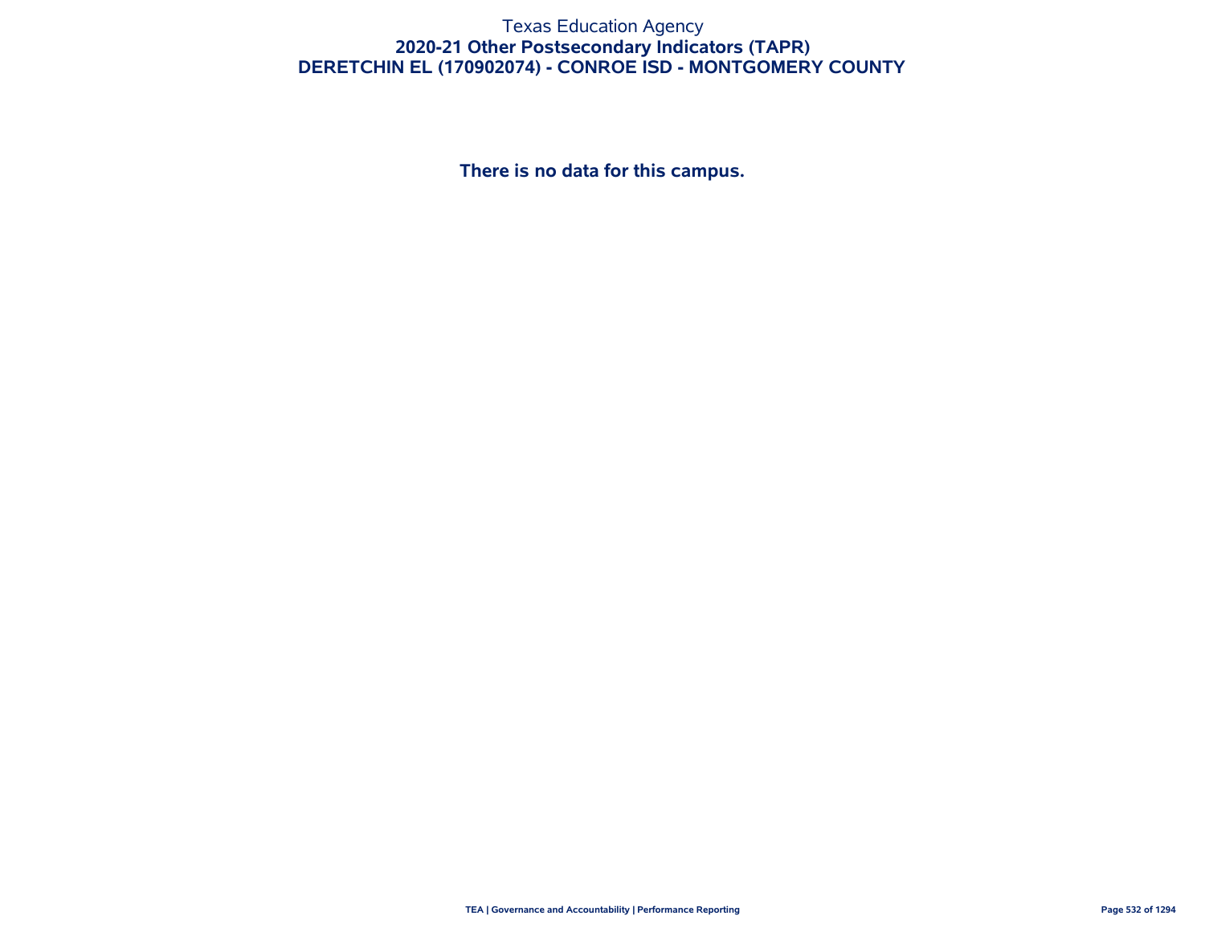Texas Education Agency

# 2020-21 Other Postsecondary Indicators (TAPR)

## DERETCHIN EL (170902074) - CONROE ISD - MONTGOMERY COUNTY

**There is no data for this campus.**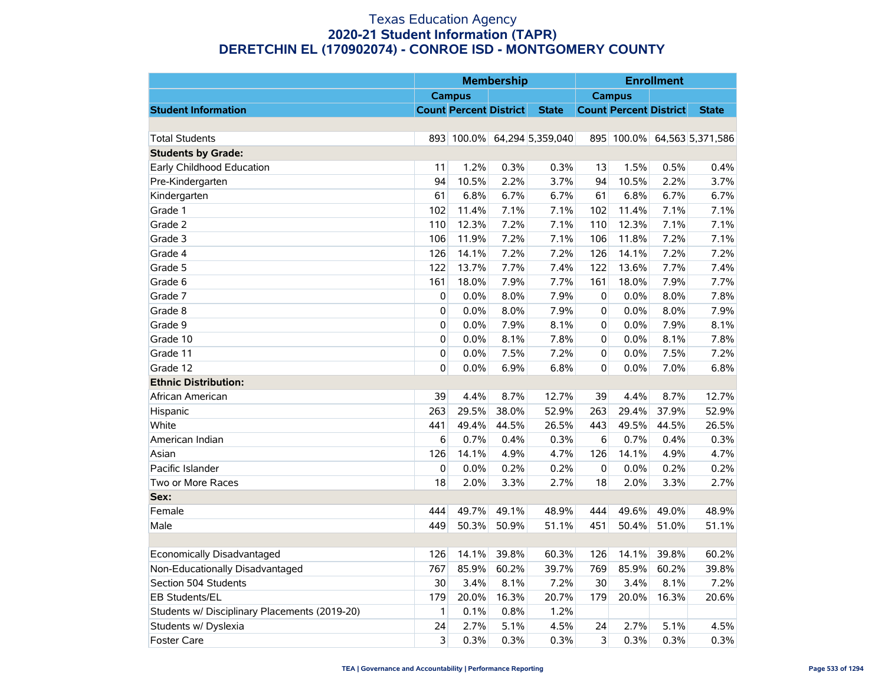# Texas Education Agency
## 2020-21 Student Information (TAPR)
## DERETCHIN EL (170902074) - CONROE ISD - MONTGOMERY COUNTY

| Student Information | Membership | | | | Enrollment | | | |
|---|---|---|---|---|---|---|---|---|
| | Campus | | | | Campus | | | |
| | Count | Percent | District | State | Count | Percent | District | State |
| | | | | | | | | |
| Total Students | 893 | 100.0% | 64,294 | 5,359,040 | 895 | 100.0% | 64,563 | 5,371,586 |
| **Students by Grade:** | | | | | | | | |
| Early Childhood Education | 11 | 1.2% | 0.3% | 0.3% | 13 | 1.5% | 0.5% | 0.4% |
| Pre-Kindergarten | 94 | 10.5% | 2.2% | 3.7% | 94 | 10.5% | 2.2% | 3.7% |
| Kindergarten | 61 | 6.8% | 6.7% | 6.7% | 61 | 6.8% | 6.7% | 6.7% |
| Grade 1 | 102 | 11.4% | 7.1% | 7.1% | 102 | 11.4% | 7.1% | 7.1% |
| Grade 2 | 110 | 12.3% | 7.2% | 7.1% | 110 | 12.3% | 7.1% | 7.1% |
| Grade 3 | 106 | 11.9% | 7.2% | 7.1% | 106 | 11.8% | 7.2% | 7.1% |
| Grade 4 | 126 | 14.1% | 7.2% | 7.2% | 126 | 14.1% | 7.2% | 7.2% |
| Grade 5 | 122 | 13.7% | 7.7% | 7.4% | 122 | 13.6% | 7.7% | 7.4% |
| Grade 6 | 161 | 18.0% | 7.9% | 7.7% | 161 | 18.0% | 7.9% | 7.7% |
| Grade 7 | 0 | 0.0% | 8.0% | 7.9% | 0 | 0.0% | 8.0% | 7.8% |
| Grade 8 | 0 | 0.0% | 8.0% | 7.9% | 0 | 0.0% | 8.0% | 7.9% |
| Grade 9 | 0 | 0.0% | 7.9% | 8.1% | 0 | 0.0% | 7.9% | 8.1% |
| Grade 10 | 0 | 0.0% | 8.1% | 7.8% | 0 | 0.0% | 8.1% | 7.8% |
| Grade 11 | 0 | 0.0% | 7.5% | 7.2% | 0 | 0.0% | 7.5% | 7.2% |
| Grade 12 | 0 | 0.0% | 6.9% | 6.8% | 0 | 0.0% | 7.0% | 6.8% |
| **Ethnic Distribution:** | | | | | | | | |
| African American | 39 | 4.4% | 8.7% | 12.7% | 39 | 4.4% | 8.7% | 12.7% |
| Hispanic | 263 | 29.5% | 38.0% | 52.9% | 263 | 29.4% | 37.9% | 52.9% |
| White | 441 | 49.4% | 44.5% | 26.5% | 443 | 49.5% | 44.5% | 26.5% |
| American Indian | 6 | 0.7% | 0.4% | 0.3% | 6 | 0.7% | 0.4% | 0.3% |
| Asian | 126 | 14.1% | 4.9% | 4.7% | 126 | 14.1% | 4.9% | 4.7% |
| Pacific Islander | 0 | 0.0% | 0.2% | 0.2% | 0 | 0.0% | 0.2% | 0.2% |
| Two or More Races | 18 | 2.0% | 3.3% | 2.7% | 18 | 2.0% | 3.3% | 2.7% |
| **Sex:** | | | | | | | | |
| Female | 444 | 49.7% | 49.1% | 48.9% | 444 | 49.6% | 49.0% | 48.9% |
| Male | 449 | 50.3% | 50.9% | 51.1% | 451 | 50.4% | 51.0% | 51.1% |
| | | | | | | | | |
| Economically Disadvantaged | 126 | 14.1% | 39.8% | 60.3% | 126 | 14.1% | 39.8% | 60.2% |
| Non-Educationally Disadvantaged | 767 | 85.9% | 60.2% | 39.7% | 769 | 85.9% | 60.2% | 39.8% |
| Section 504 Students | 30 | 3.4% | 8.1% | 7.2% | 30 | 3.4% | 8.1% | 7.2% |
| EB Students/EL | 179 | 20.0% | 16.3% | 20.7% | 179 | 20.0% | 16.3% | 20.6% |
| Students w/ Disciplinary Placements (2019-20) | 1 | 0.1% | 0.8% | 1.2% | | | | |
| Students w/ Dyslexia | 24 | 2.7% | 5.1% | 4.5% | 24 | 2.7% | 5.1% | 4.5% |
| Foster Care | 3 | 0.3% | 0.3% | 0.3% | 3 | 0.3% | 0.3% | 0.3% |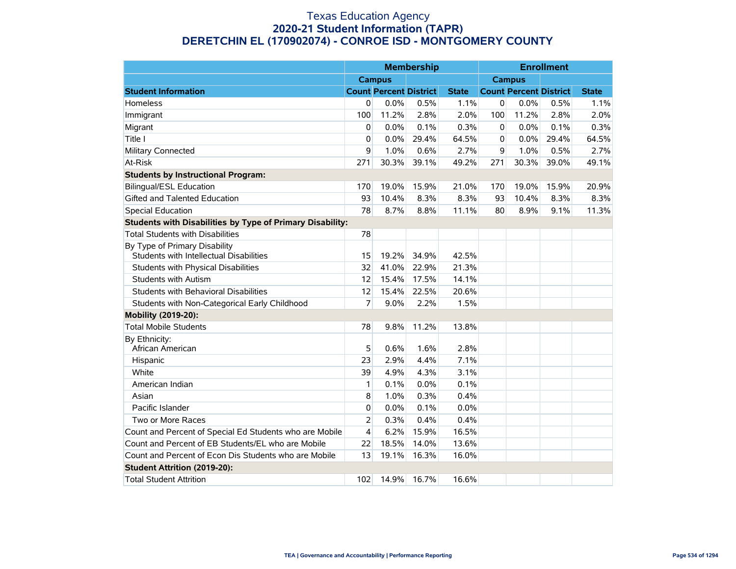# Texas Education Agency
## 2020-21 Student Information (TAPR)
## DERETCHIN EL (170902074) - CONROE ISD - MONTGOMERY COUNTY

| | Membership | | | | Enrollment | | | |
|---|---|---|---|---|---|---|---|---|
| | Campus | | | | Campus | | | |
| **Student Information** | **Count** | **Percent** | **District** | **State** | **Count** | **Percent** | **District** | **State** |
| Homeless | 0 | 0.0% | 0.5% | 1.1% | 0 | 0.0% | 0.5% | 1.1% |
| Immigrant | 100 | 11.2% | 2.8% | 2.0% | 100 | 11.2% | 2.8% | 2.0% |
| Migrant | 0 | 0.0% | 0.1% | 0.3% | 0 | 0.0% | 0.1% | 0.3% |
| Title I | 0 | 0.0% | 29.4% | 64.5% | 0 | 0.0% | 29.4% | 64.5% |
| Military Connected | 9 | 1.0% | 0.6% | 2.7% | 9 | 1.0% | 0.5% | 2.7% |
| At-Risk | 271 | 30.3% | 39.1% | 49.2% | 271 | 30.3% | 39.0% | 49.1% |
| **Students by Instructional Program:** | | | | | | | | |
| Bilingual/ESL Education | 170 | 19.0% | 15.9% | 21.0% | 170 | 19.0% | 15.9% | 20.9% |
| Gifted and Talented Education | 93 | 10.4% | 8.3% | 8.3% | 93 | 10.4% | 8.3% | 8.3% |
| Special Education | 78 | 8.7% | 8.8% | 11.1% | 80 | 8.9% | 9.1% | 11.3% |
| **Students with Disabilities by Type of Primary Disability:** | | | | | | | | |
| Total Students with Disabilities | 78 | | | | | | | |
| By Type of Primary Disability<br>Students with Intellectual Disabilities | 15 | 19.2% | 34.9% | 42.5% | | | | |
| Students with Physical Disabilities | 32 | 41.0% | 22.9% | 21.3% | | | | |
| Students with Autism | 12 | 15.4% | 17.5% | 14.1% | | | | |
| Students with Behavioral Disabilities | 12 | 15.4% | 22.5% | 20.6% | | | | |
| Students with Non-Categorical Early Childhood | 7 | 9.0% | 2.2% | 1.5% | | | | |
| **Mobility (2019-20):** | | | | | | | | |
| Total Mobile Students | 78 | 9.8% | 11.2% | 13.8% | | | | |
| By Ethnicity:<br>African American | 5 | 0.6% | 1.6% | 2.8% | | | | |
| Hispanic | 23 | 2.9% | 4.4% | 7.1% | | | | |
| White | 39 | 4.9% | 4.3% | 3.1% | | | | |
| American Indian | 1 | 0.1% | 0.0% | 0.1% | | | | |
| Asian | 8 | 1.0% | 0.3% | 0.4% | | | | |
| Pacific Islander | 0 | 0.0% | 0.1% | 0.0% | | | | |
| Two or More Races | 2 | 0.3% | 0.4% | 0.4% | | | | |
| Count and Percent of Special Ed Students who are Mobile | 4 | 6.2% | 15.9% | 16.5% | | | | |
| Count and Percent of EB Students/EL who are Mobile | 22 | 18.5% | 14.0% | 13.6% | | | | |
| Count and Percent of Econ Dis Students who are Mobile | 13 | 19.1% | 16.3% | 16.0% | | | | |
| **Student Attrition (2019-20):** | | | | | | | | |
| Total Student Attrition | 102 | 14.9% | 16.7% | 16.6% | | | | |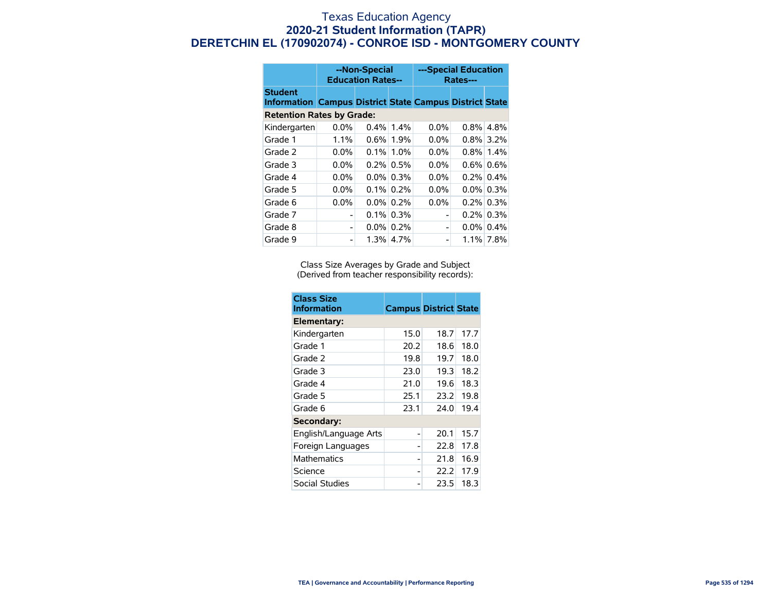# Texas Education Agency
## 2020-21 Student Information (TAPR)
## DERETCHIN EL (170902074) - CONROE ISD - MONTGOMERY COUNTY

| | --Non-Special Education Rates-- | | | ---Special Education Rates--- | | |
|---|---|---|---|---|---|---|
| **Student Information** | **Campus** | **District** | **State** | **Campus** | **District** | **State** |
| **Retention Rates by Grade:** | | | | | | |
| Kindergarten | 0.0% | 0.4% | 1.4% | 0.0% | 0.8% | 4.8% |
| Grade 1 | 1.1% | 0.6% | 1.9% | 0.0% | 0.8% | 3.2% |
| Grade 2 | 0.0% | 0.1% | 1.0% | 0.0% | 0.8% | 1.4% |
| Grade 3 | 0.0% | 0.2% | 0.5% | 0.0% | 0.6% | 0.6% |
| Grade 4 | 0.0% | 0.0% | 0.3% | 0.0% | 0.2% | 0.4% |
| Grade 5 | 0.0% | 0.1% | 0.2% | 0.0% | 0.0% | 0.3% |
| Grade 6 | 0.0% | 0.0% | 0.2% | 0.0% | 0.2% | 0.3% |
| Grade 7 | - | 0.1% | 0.3% | - | 0.2% | 0.3% |
| Grade 8 | - | 0.0% | 0.2% | - | 0.0% | 0.4% |
| Grade 9 | - | 1.3% | 4.7% | - | 1.1% | 7.8% |

Class Size Averages by Grade and Subject
(Derived from teacher responsibility records):

| Class Size Information | Campus | District | State |
|---|---|---|---|
| **Elementary:** | | | |
| Kindergarten | 15.0 | 18.7 | 17.7 |
| Grade 1 | 20.2 | 18.6 | 18.0 |
| Grade 2 | 19.8 | 19.7 | 18.0 |
| Grade 3 | 23.0 | 19.3 | 18.2 |
| Grade 4 | 21.0 | 19.6 | 18.3 |
| Grade 5 | 25.1 | 23.2 | 19.8 |
| Grade 6 | 23.1 | 24.0 | 19.4 |
| **Secondary:** | | | |
| English/Language Arts | - | 20.1 | 15.7 |
| Foreign Languages | - | 22.8 | 17.8 |
| Mathematics | - | 21.8 | 16.9 |
| Science | - | 22.2 | 17.9 |
| Social Studies | - | 23.5 | 18.3 |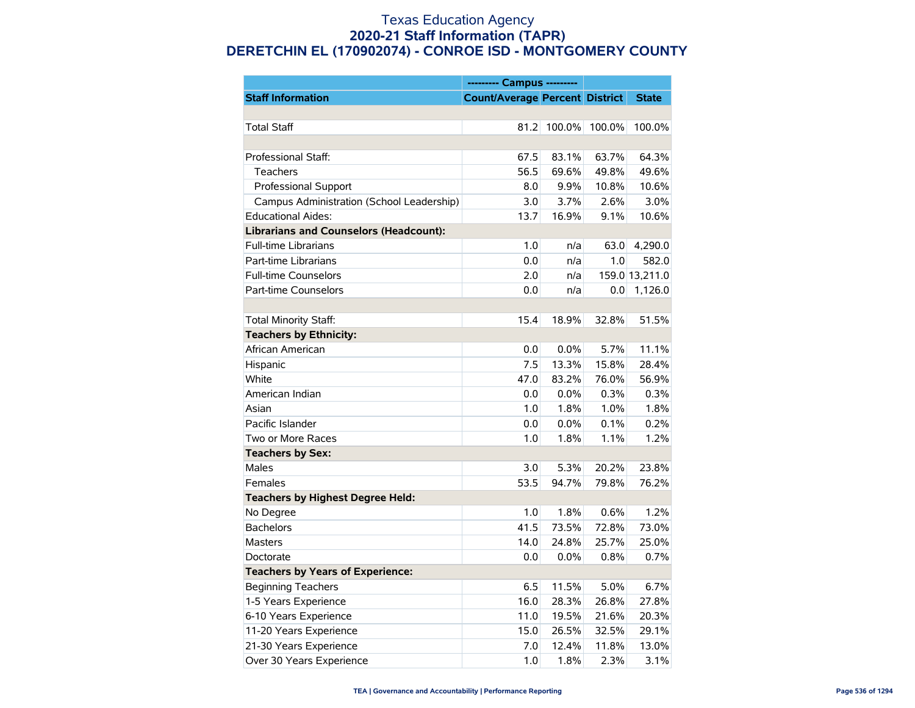# Texas Education Agency
## 2020-21 Staff Information (TAPR)
## DERETCHIN EL (170902074) - CONROE ISD - MONTGOMERY COUNTY

| | --------- Campus --------- | | | |
|---|---|---|---|---|
| **Staff Information** | **Count/Average** | **Percent** | **District** | **State** |
| | | | | |
| Total Staff | 81.2 | 100.0% | 100.0% | 100.0% |
| | | | | |
| Professional Staff: | 67.5 | 83.1% | 63.7% | 64.3% |
| Teachers | 56.5 | 69.6% | 49.8% | 49.6% |
| Professional Support | 8.0 | 9.9% | 10.8% | 10.6% |
| Campus Administration (School Leadership) | 3.0 | 3.7% | 2.6% | 3.0% |
| Educational Aides: | 13.7 | 16.9% | 9.1% | 10.6% |
| **Librarians and Counselors (Headcount):** | | | | |
| Full-time Librarians | 1.0 | n/a | 63.0 | 4,290.0 |
| Part-time Librarians | 0.0 | n/a | 1.0 | 582.0 |
| Full-time Counselors | 2.0 | n/a | 159.0 | 13,211.0 |
| Part-time Counselors | 0.0 | n/a | 0.0 | 1,126.0 |
| | | | | |
| Total Minority Staff: | 15.4 | 18.9% | 32.8% | 51.5% |
| **Teachers by Ethnicity:** | | | | |
| African American | 0.0 | 0.0% | 5.7% | 11.1% |
| Hispanic | 7.5 | 13.3% | 15.8% | 28.4% |
| White | 47.0 | 83.2% | 76.0% | 56.9% |
| American Indian | 0.0 | 0.0% | 0.3% | 0.3% |
| Asian | 1.0 | 1.8% | 1.0% | 1.8% |
| Pacific Islander | 0.0 | 0.0% | 0.1% | 0.2% |
| Two or More Races | 1.0 | 1.8% | 1.1% | 1.2% |
| **Teachers by Sex:** | | | | |
| Males | 3.0 | 5.3% | 20.2% | 23.8% |
| Females | 53.5 | 94.7% | 79.8% | 76.2% |
| **Teachers by Highest Degree Held:** | | | | |
| No Degree | 1.0 | 1.8% | 0.6% | 1.2% |
| Bachelors | 41.5 | 73.5% | 72.8% | 73.0% |
| Masters | 14.0 | 24.8% | 25.7% | 25.0% |
| Doctorate | 0.0 | 0.0% | 0.8% | 0.7% |
| **Teachers by Years of Experience:** | | | | |
| Beginning Teachers | 6.5 | 11.5% | 5.0% | 6.7% |
| 1-5 Years Experience | 16.0 | 28.3% | 26.8% | 27.8% |
| 6-10 Years Experience | 11.0 | 19.5% | 21.6% | 20.3% |
| 11-20 Years Experience | 15.0 | 26.5% | 32.5% | 29.1% |
| 21-30 Years Experience | 7.0 | 12.4% | 11.8% | 13.0% |
| Over 30 Years Experience | 1.0 | 1.8% | 2.3% | 3.1% |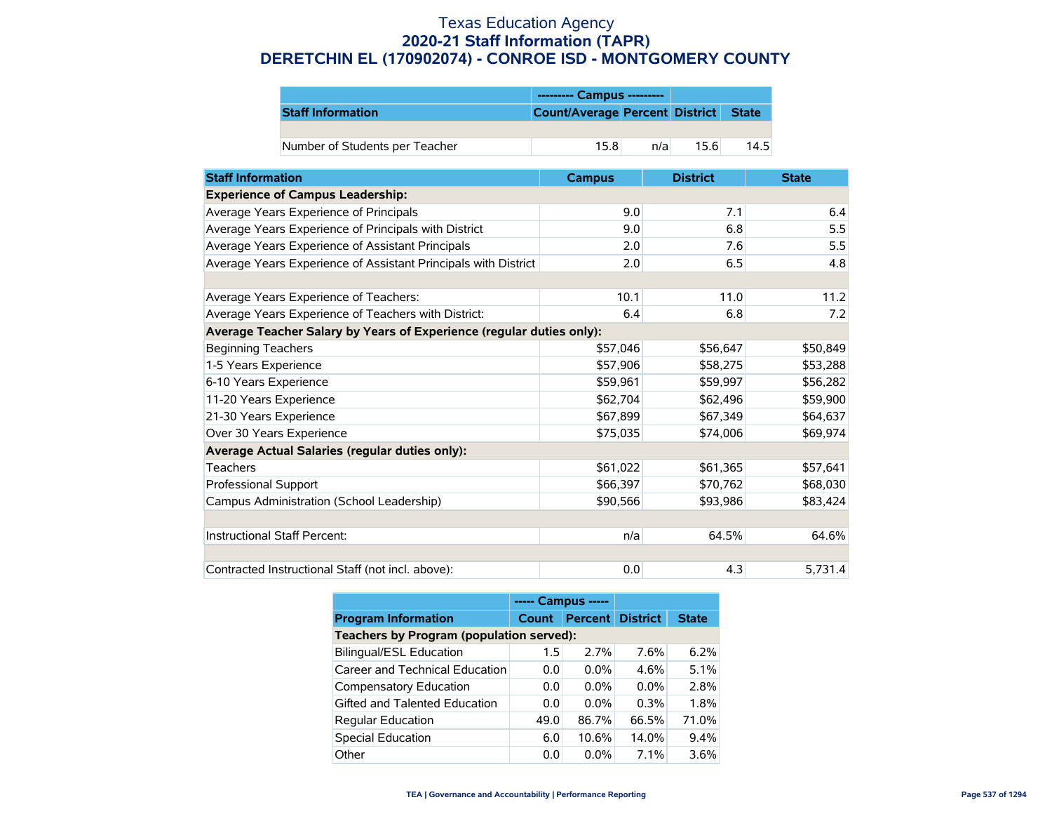# Texas Education Agency
## 2020-21 Staff Information (TAPR)
## DERETCHIN EL (170902074) - CONROE ISD - MONTGOMERY COUNTY

| | --------- Campus --------- | | | |
|---|---|---|---|---|
| **Staff Information** | **Count/Average** | **Percent** | **District** | **State** |
| | | | | |
| Number of Students per Teacher | 15.8 | n/a | 15.6 | 14.5 |

| Staff Information | Campus | District | State |
|---|---|---|---|
| **Experience of Campus Leadership:** | | | |
| Average Years Experience of Principals | 9.0 | 7.1 | 6.4 |
| Average Years Experience of Principals with District | 9.0 | 6.8 | 5.5 |
| Average Years Experience of Assistant Principals | 2.0 | 7.6 | 5.5 |
| Average Years Experience of Assistant Principals with District | 2.0 | 6.5 | 4.8 |
| | | | |
| Average Years Experience of Teachers: | 10.1 | 11.0 | 11.2 |
| Average Years Experience of Teachers with District: | 6.4 | 6.8 | 7.2 |
| **Average Teacher Salary by Years of Experience (regular duties only):** | | | |
| Beginning Teachers | $57,046 | $56,647 | $50,849 |
| 1-5 Years Experience | $57,906 | $58,275 | $53,288 |
| 6-10 Years Experience | $59,961 | $59,997 | $56,282 |
| 11-20 Years Experience | $62,704 | $62,496 | $59,900 |
| 21-30 Years Experience | $67,899 | $67,349 | $64,637 |
| Over 30 Years Experience | $75,035 | $74,006 | $69,974 |
| **Average Actual Salaries (regular duties only):** | | | |
| Teachers | $61,022 | $61,365 | $57,641 |
| Professional Support | $66,397 | $70,762 | $68,030 |
| Campus Administration (School Leadership) | $90,566 | $93,986 | $83,424 |
| | | | |
| Instructional Staff Percent: | n/a | 64.5% | 64.6% |
| | | | |
| Contracted Instructional Staff (not incl. above): | 0.0 | 4.3 | 5,731.4 |

| | ----- Campus ----- | | | |
|---|---|---|---|---|
| **Program Information** | **Count** | **Percent** | **District** | **State** |
| **Teachers by Program (population served):** | | | | |
| Bilingual/ESL Education | 1.5 | 2.7% | 7.6% | 6.2% |
| Career and Technical Education | 0.0 | 0.0% | 4.6% | 5.1% |
| Compensatory Education | 0.0 | 0.0% | 0.0% | 2.8% |
| Gifted and Talented Education | 0.0 | 0.0% | 0.3% | 1.8% |
| Regular Education | 49.0 | 86.7% | 66.5% | 71.0% |
| Special Education | 6.0 | 10.6% | 14.0% | 9.4% |
| Other | 0.0 | 0.0% | 7.1% | 3.6% |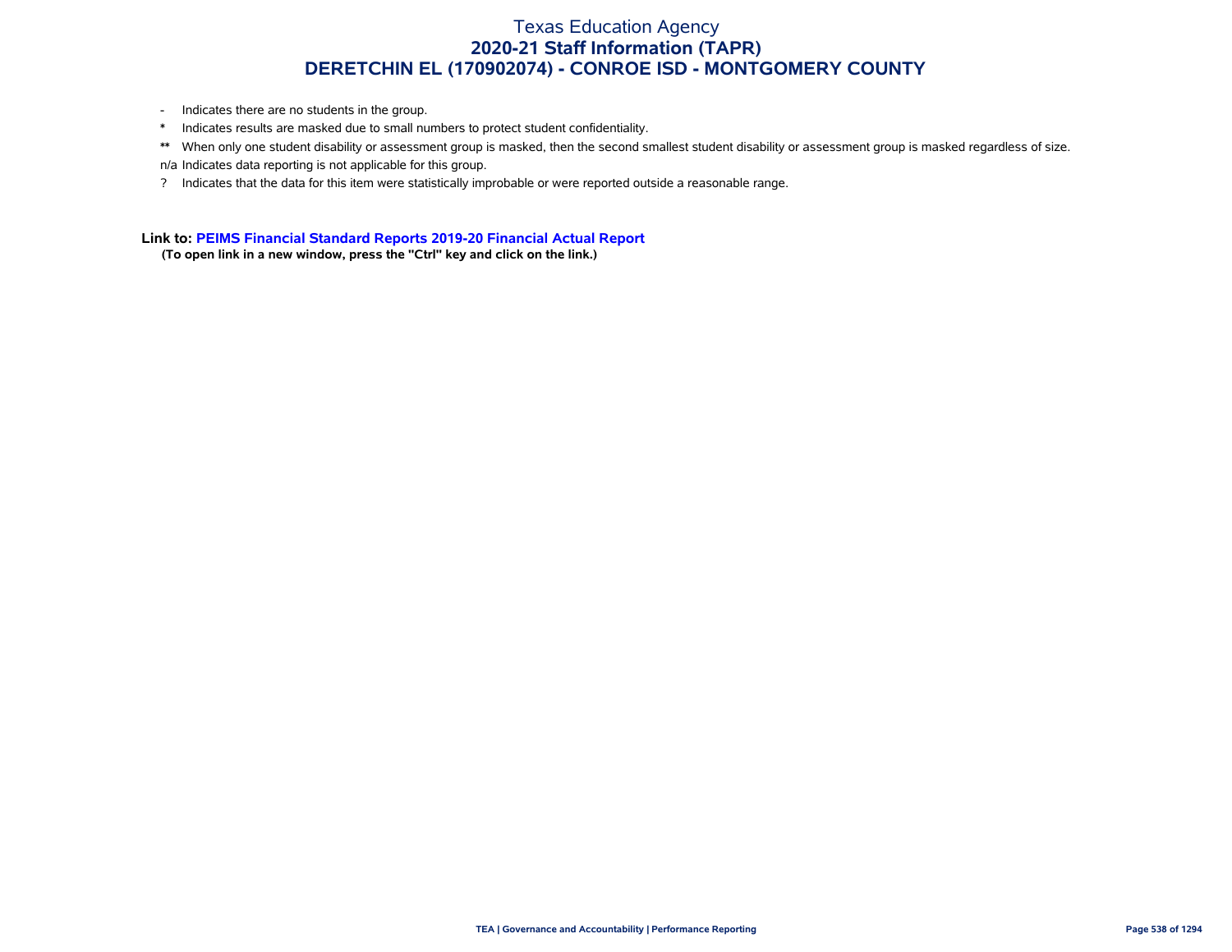# Texas Education Agency

## 2020-21 Staff Information (TAPR)

## DERETCHIN EL (170902074) - CONROE ISD - MONTGOMERY COUNTY

- '-' Indicates there are no students in the group.
- '*' Indicates results are masked due to small numbers to protect student confidentiality.
- '**' When only one student disability or assessment group is masked, then the second smallest student disability or assessment group is masked regardless of size.
- 'n/a' Indicates data reporting is not applicable for this group.
- '?' Indicates that the data for this item were statistically improbable or were reported outside a reasonable range.

**Link to: PEIMS Financial Standard Reports 2019-20 Financial Actual Report**

**(To open link in a new window, press the "Ctrl" key and click on the link.)**